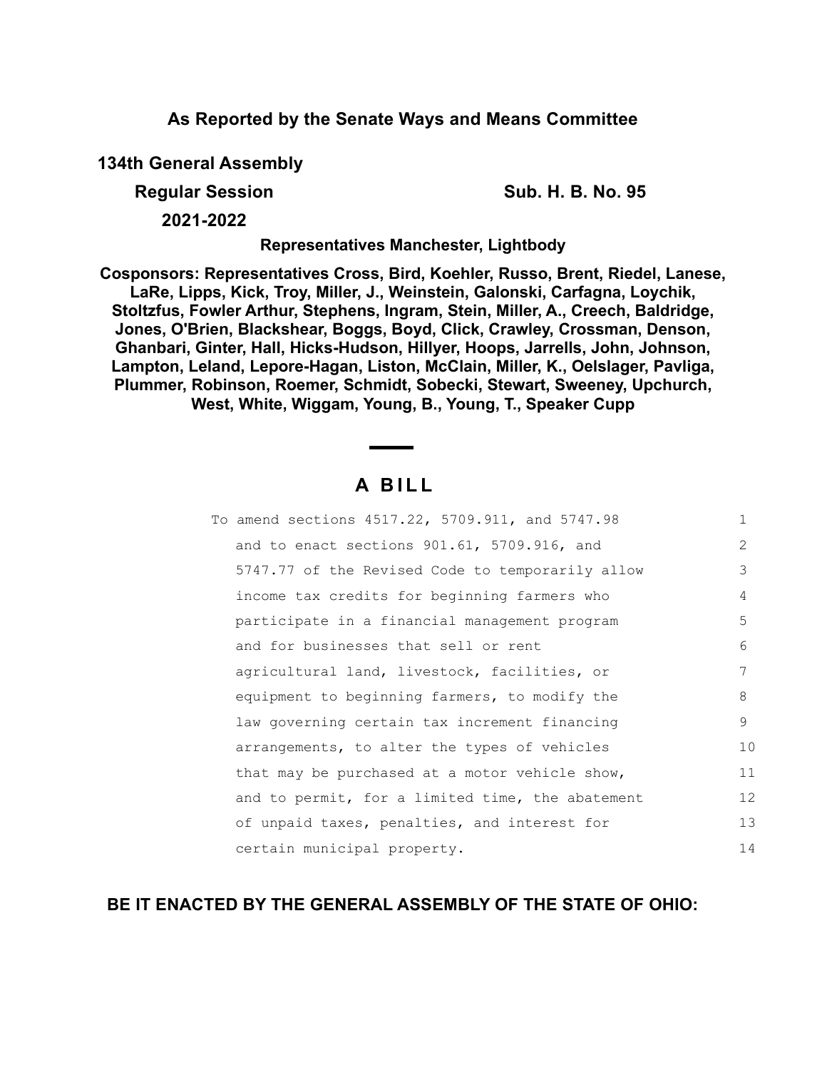**As Reported by the Senate Ways and Means Committee**

**134th General Assembly**

**Regular Session** **Sub. H. B. No. 95**

**2021-2022**

**Representatives Manchester, Lightbody**

**Cosponsors: Representatives Cross, Bird, Koehler, Russo, Brent, Riedel, Lanese, LaRe, Lipps, Kick, Troy, Miller, J., Weinstein, Galonski, Carfagna, Loychik, Stoltzfus, Fowler Arthur, Stephens, Ingram, Stein, Miller, A., Creech, Baldridge, Jones, O'Brien, Blackshear, Boggs, Boyd, Click, Crawley, Crossman, Denson, Ghanbari, Ginter, Hall, Hicks-Hudson, Hillyer, Hoops, Jarrells, John, Johnson, Lampton, Leland, Lepore-Hagan, Liston, McClain, Miller, K., Oelslager, Pavliga, Plummer, Robinson, Roemer, Schmidt, Sobecki, Stewart, Sweeney, Upchurch, West, White, Wiggam, Young, B., Young, T., Speaker Cupp**

# A BILL

To amend sections 4517.22, 5709.911, and 5747.98 and to enact sections 901.61, 5709.916, and 5747.77 of the Revised Code to temporarily allow income tax credits for beginning farmers who participate in a financial management program and for businesses that sell or rent agricultural land, livestock, facilities, or equipment to beginning farmers, to modify the law governing certain tax increment financing arrangements, to alter the types of vehicles that may be purchased at a motor vehicle show, and to permit, for a limited time, the abatement of unpaid taxes, penalties, and interest for certain municipal property.

**BE IT ENACTED BY THE GENERAL ASSEMBLY OF THE STATE OF OHIO:**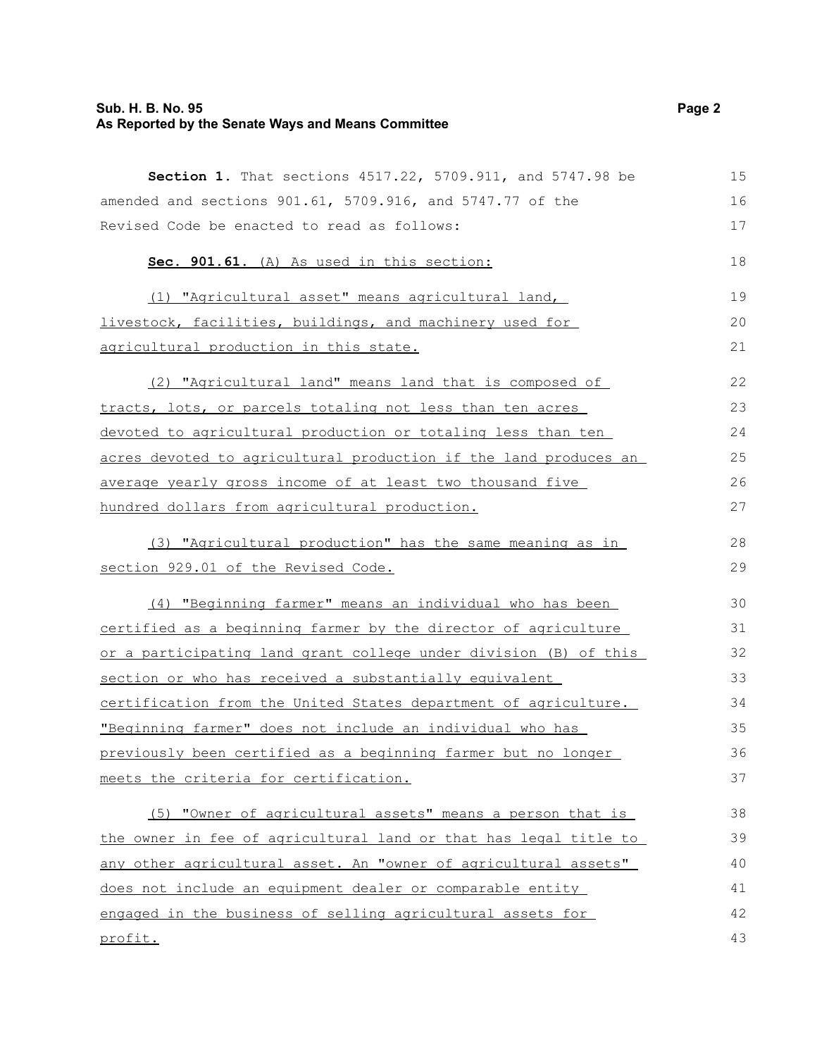**Section 1.** That sections 4517.22, 5709.911, and 5747.98 be amended and sections 901.61, 5709.916, and 5747.77 of the Revised Code be enacted to read as follows:

**Sec. 901.61.** (A) As used in this section:

(1) "Agricultural asset" means agricultural land, livestock, facilities, buildings, and machinery used for agricultural production in this state.

(2) "Agricultural land" means land that is composed of tracts, lots, or parcels totaling not less than ten acres devoted to agricultural production or totaling less than ten acres devoted to agricultural production if the land produces an average yearly gross income of at least two thousand five hundred dollars from agricultural production.

(3) "Agricultural production" has the same meaning as in section 929.01 of the Revised Code.

(4) "Beginning farmer" means an individual who has been certified as a beginning farmer by the director of agriculture or a participating land grant college under division (B) of this section or who has received a substantially equivalent certification from the United States department of agriculture. "Beginning farmer" does not include an individual who has previously been certified as a beginning farmer but no longer meets the criteria for certification.

(5) "Owner of agricultural assets" means a person that is the owner in fee of agricultural land or that has legal title to any other agricultural asset. An "owner of agricultural assets" does not include an equipment dealer or comparable entity engaged in the business of selling agricultural assets for profit.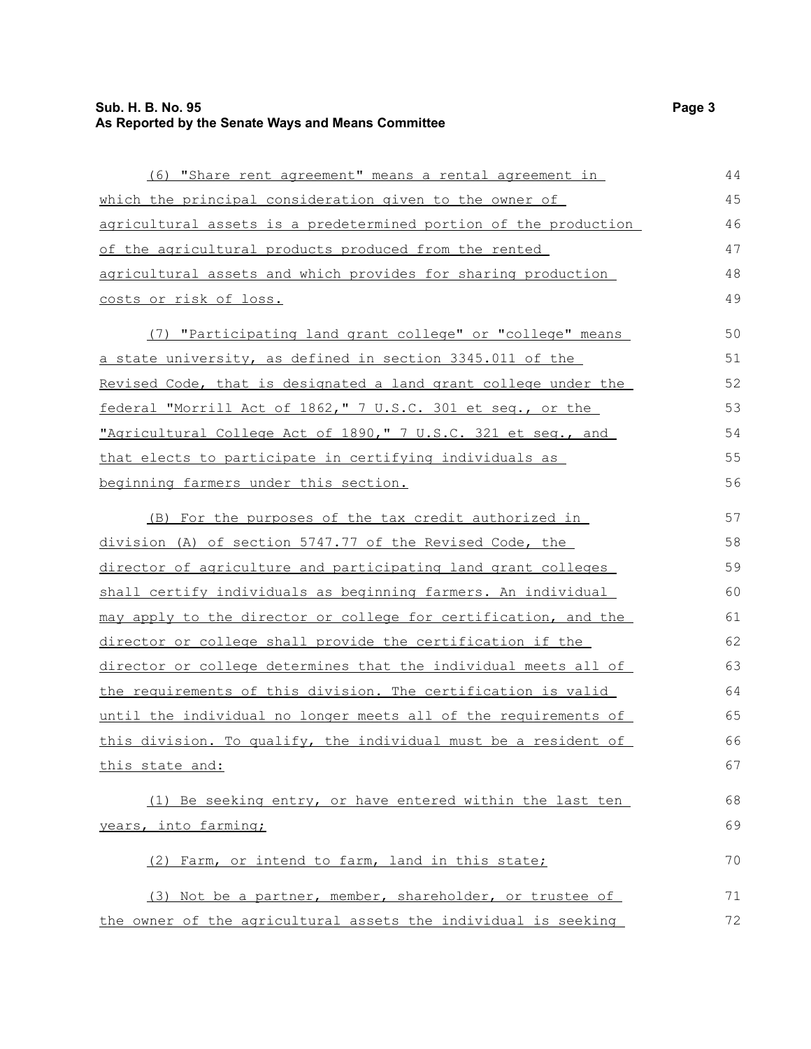(6) "Share rent agreement" means a rental agreement in which the principal consideration given to the owner of agricultural assets is a predetermined portion of the production of the agricultural products produced from the rented agricultural assets and which provides for sharing production costs or risk of loss.

(7) "Participating land grant college" or "college" means a state university, as defined in section 3345.011 of the Revised Code, that is designated a land grant college under the federal "Morrill Act of 1862," 7 U.S.C. 301 et seq., or the "Agricultural College Act of 1890," 7 U.S.C. 321 et seq., and that elects to participate in certifying individuals as beginning farmers under this section.

(B) For the purposes of the tax credit authorized in division (A) of section 5747.77 of the Revised Code, the director of agriculture and participating land grant colleges shall certify individuals as beginning farmers. An individual may apply to the director or college for certification, and the director or college shall provide the certification if the director or college determines that the individual meets all of the requirements of this division. The certification is valid until the individual no longer meets all of the requirements of this division. To qualify, the individual must be a resident of this state and:

(1) Be seeking entry, or have entered within the last ten years, into farming;

(2) Farm, or intend to farm, land in this state;

(3) Not be a partner, member, shareholder, or trustee of the owner of the agricultural assets the individual is seeking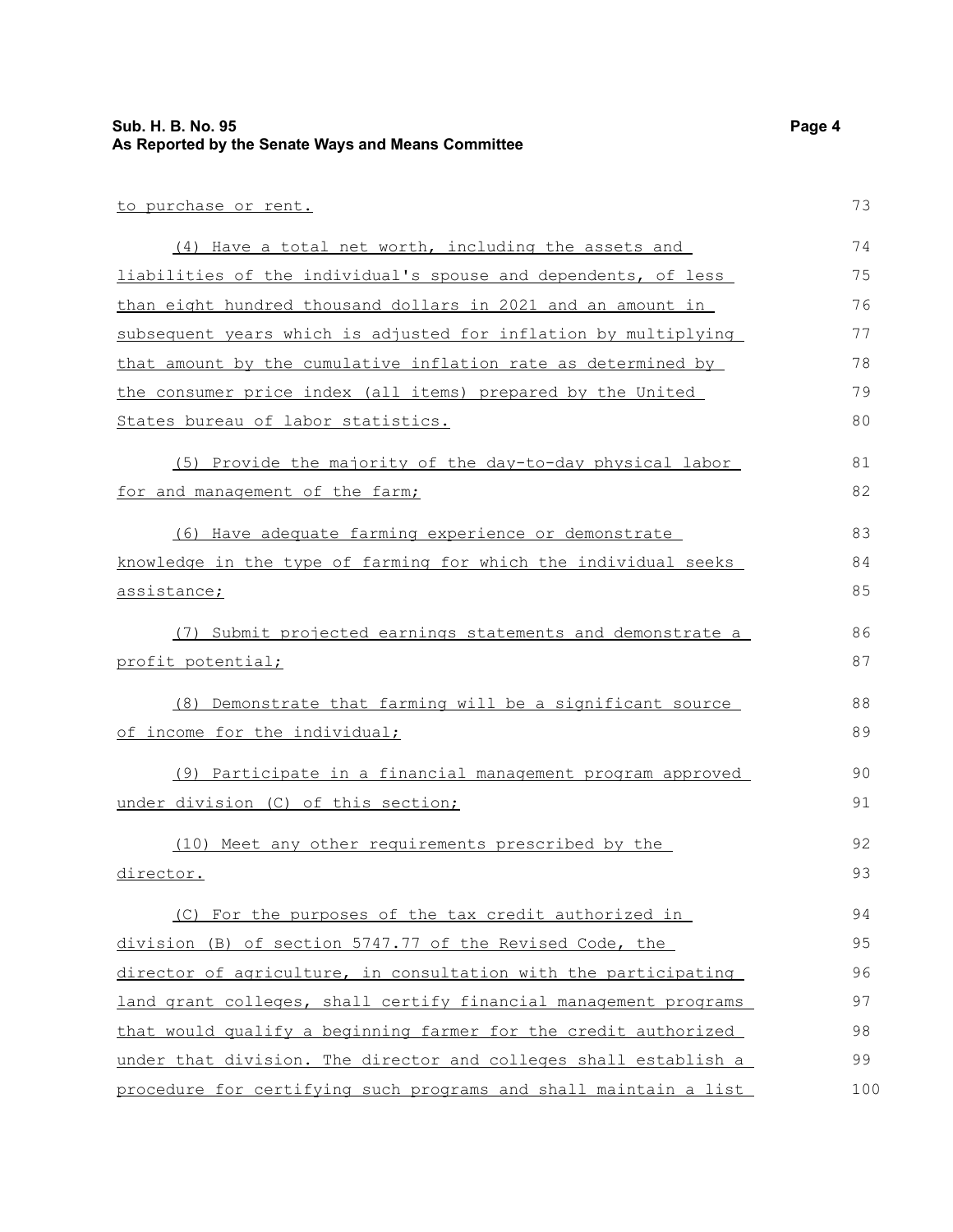to purchase or rent.

(4) Have a total net worth, including the assets and liabilities of the individual's spouse and dependents, of less than eight hundred thousand dollars in 2021 and an amount in subsequent years which is adjusted for inflation by multiplying that amount by the cumulative inflation rate as determined by the consumer price index (all items) prepared by the United States bureau of labor statistics.

(5) Provide the majority of the day-to-day physical labor for and management of the farm;

(6) Have adequate farming experience or demonstrate knowledge in the type of farming for which the individual seeks assistance;

(7) Submit projected earnings statements and demonstrate a profit potential;

(8) Demonstrate that farming will be a significant source of income for the individual;

(9) Participate in a financial management program approved under division (C) of this section;

(10) Meet any other requirements prescribed by the director.

(C) For the purposes of the tax credit authorized in division (B) of section 5747.77 of the Revised Code, the director of agriculture, in consultation with the participating land grant colleges, shall certify financial management programs that would qualify a beginning farmer for the credit authorized under that division. The director and colleges shall establish a procedure for certifying such programs and shall maintain a list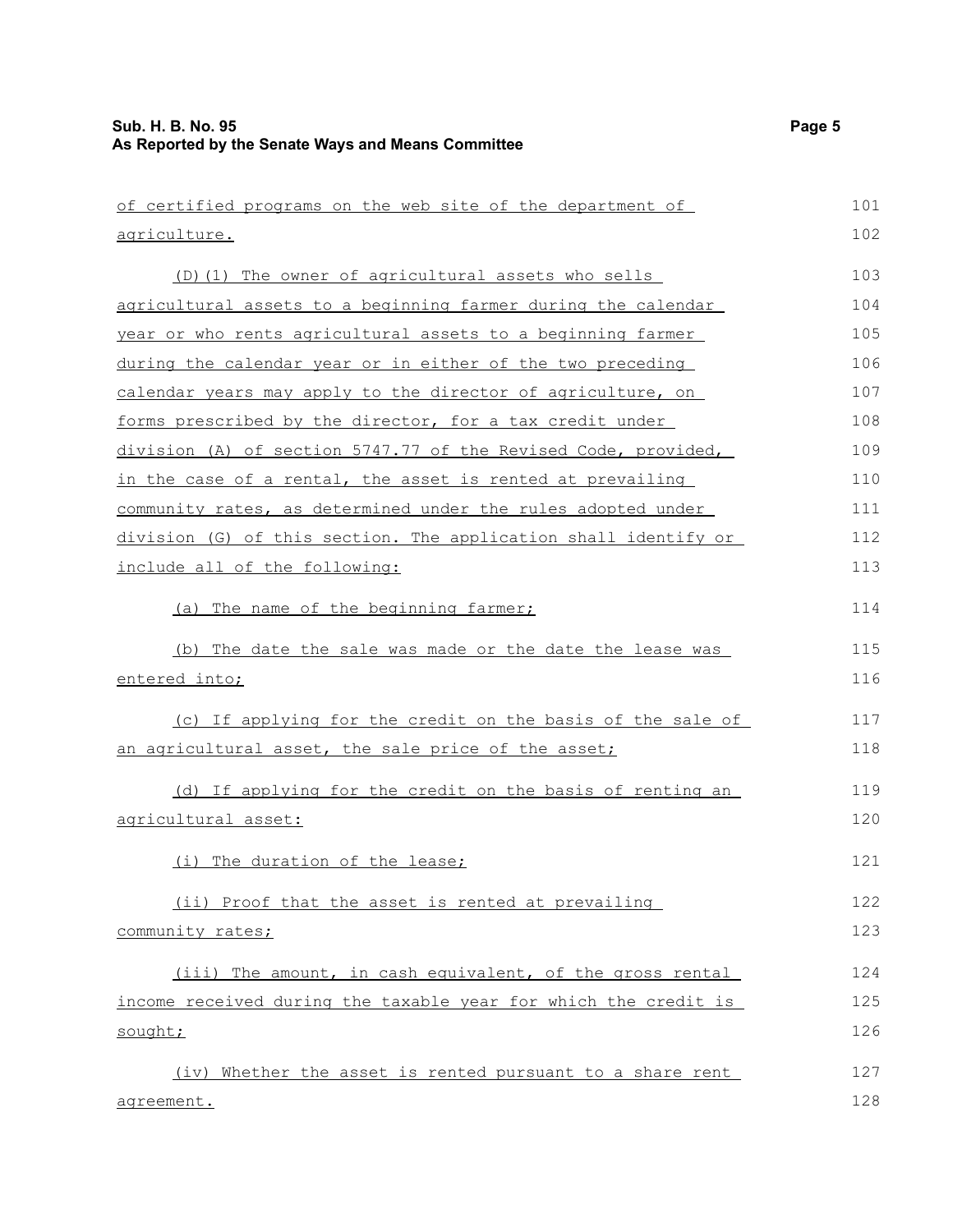of certified programs on the web site of the department of agriculture.

(D)(1) The owner of agricultural assets who sells agricultural assets to a beginning farmer during the calendar year or who rents agricultural assets to a beginning farmer during the calendar year or in either of the two preceding calendar years may apply to the director of agriculture, on forms prescribed by the director, for a tax credit under division (A) of section 5747.77 of the Revised Code, provided, in the case of a rental, the asset is rented at prevailing community rates, as determined under the rules adopted under division (G) of this section. The application shall identify or include all of the following:

(a) The name of the beginning farmer;

(b) The date the sale was made or the date the lease was entered into;

(c) If applying for the credit on the basis of the sale of an agricultural asset, the sale price of the asset;

(d) If applying for the credit on the basis of renting an agricultural asset:

(i) The duration of the lease;

(ii) Proof that the asset is rented at prevailing community rates;

(iii) The amount, in cash equivalent, of the gross rental income received during the taxable year for which the credit is sought;

(iv) Whether the asset is rented pursuant to a share rent agreement.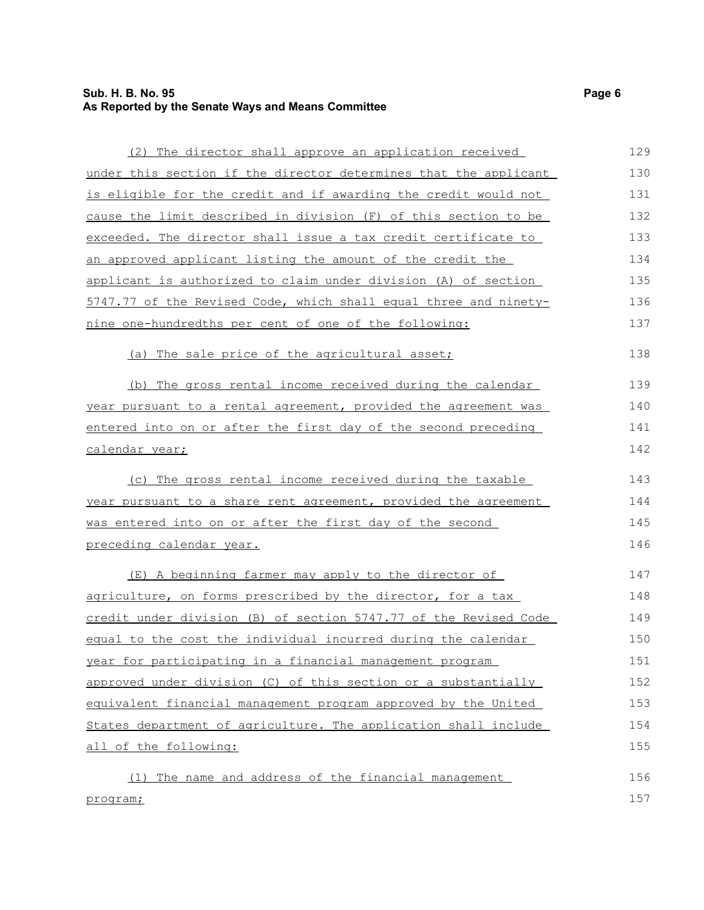(2) The director shall approve an application received under this section if the director determines that the applicant is eligible for the credit and if awarding the credit would not cause the limit described in division (F) of this section to be exceeded. The director shall issue a tax credit certificate to an approved applicant listing the amount of the credit the applicant is authorized to claim under division (A) of section 5747.77 of the Revised Code, which shall equal three and ninety-nine one-hundredths per cent of one of the following:

(a) The sale price of the agricultural asset;

(b) The gross rental income received during the calendar year pursuant to a rental agreement, provided the agreement was entered into on or after the first day of the second preceding calendar year;

(c) The gross rental income received during the taxable year pursuant to a share rent agreement, provided the agreement was entered into on or after the first day of the second preceding calendar year.

(E) A beginning farmer may apply to the director of agriculture, on forms prescribed by the director, for a tax credit under division (B) of section 5747.77 of the Revised Code equal to the cost the individual incurred during the calendar year for participating in a financial management program approved under division (C) of this section or a substantially equivalent financial management program approved by the United States department of agriculture. The application shall include all of the following:

(1) The name and address of the financial management program;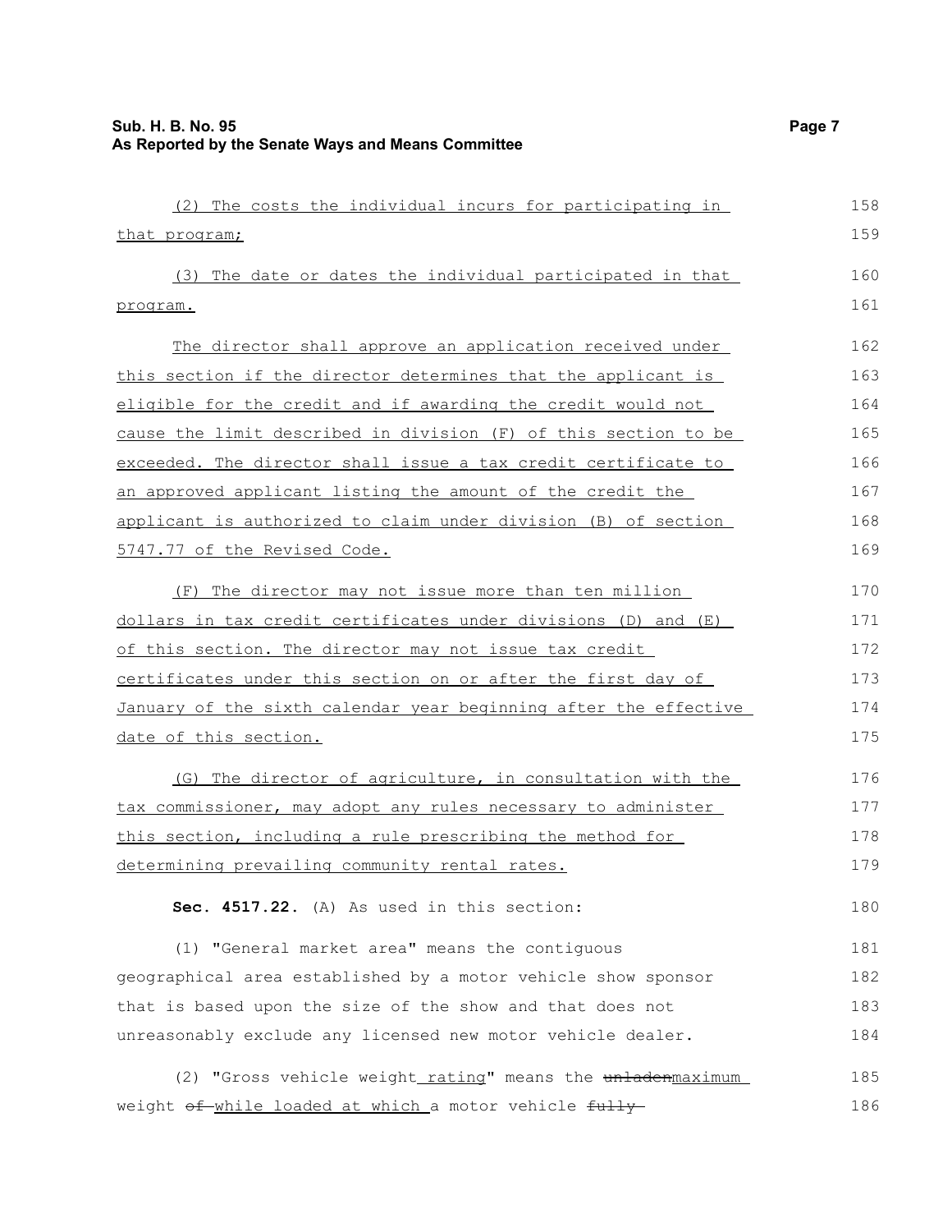(2) The costs the individual incurs for participating in that program;

(3) The date or dates the individual participated in that program.

The director shall approve an application received under this section if the director determines that the applicant is eligible for the credit and if awarding the credit would not cause the limit described in division (F) of this section to be exceeded. The director shall issue a tax credit certificate to an approved applicant listing the amount of the credit the applicant is authorized to claim under division (B) of section 5747.77 of the Revised Code.

(F) The director may not issue more than ten million dollars in tax credit certificates under divisions (D) and (E) of this section. The director may not issue tax credit certificates under this section on or after the first day of January of the sixth calendar year beginning after the effective date of this section.

(G) The director of agriculture, in consultation with the tax commissioner, may adopt any rules necessary to administer this section, including a rule prescribing the method for determining prevailing community rental rates.

**Sec. 4517.22.** (A) As used in this section:

(1) "General market area" means the contiguous geographical area established by a motor vehicle show sponsor that is based upon the size of the show and that does not unreasonably exclude any licensed new motor vehicle dealer.

(2) "Gross vehicle weight rating" means the ~~unladen~~maximum weight ~~of~~ while loaded at which a motor vehicle ~~fully~~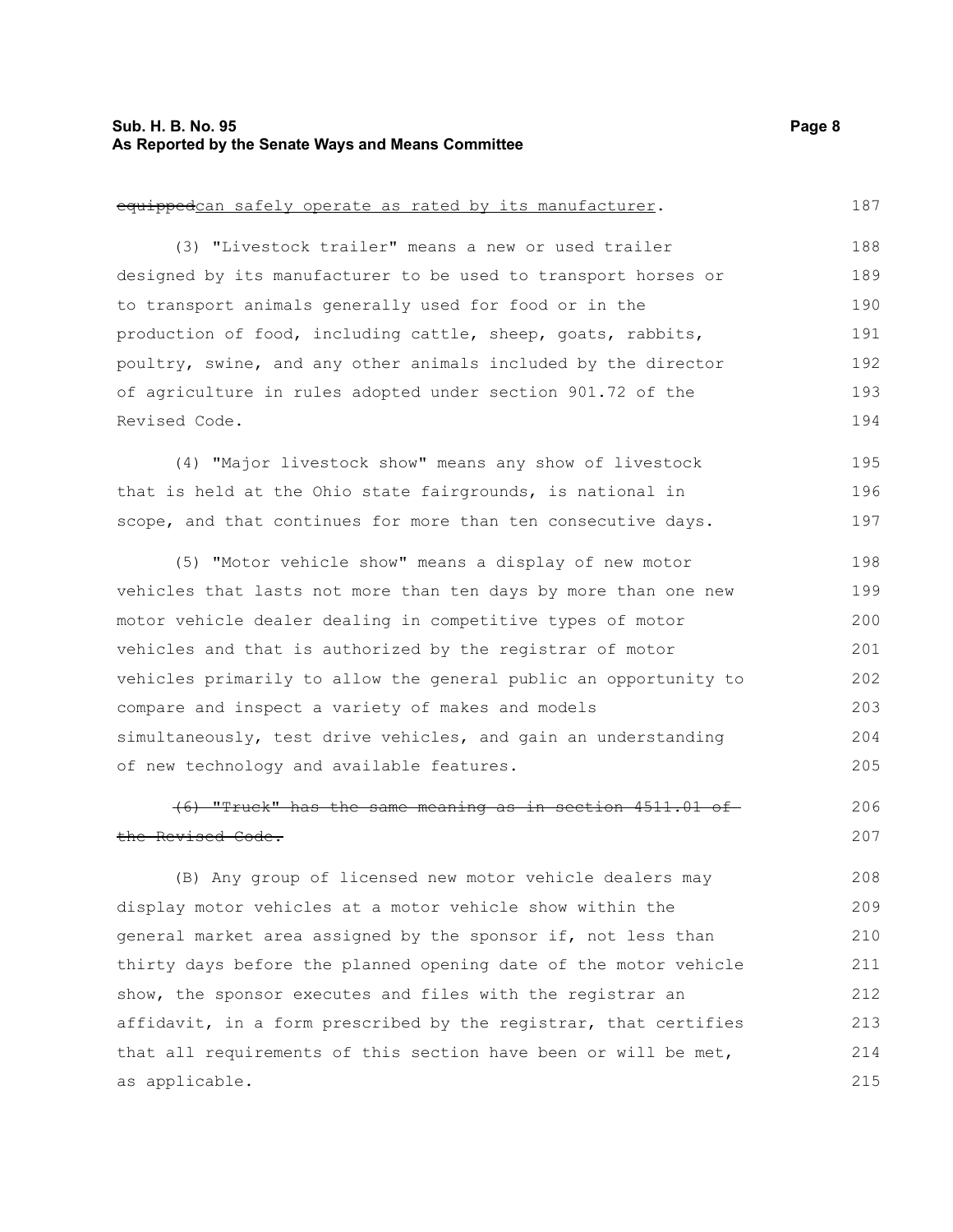~~equipped~~can safely operate as rated by its manufacturer.

(3) "Livestock trailer" means a new or used trailer designed by its manufacturer to be used to transport horses or to transport animals generally used for food or in the production of food, including cattle, sheep, goats, rabbits, poultry, swine, and any other animals included by the director of agriculture in rules adopted under section 901.72 of the Revised Code.

(4) "Major livestock show" means any show of livestock that is held at the Ohio state fairgrounds, is national in scope, and that continues for more than ten consecutive days.

(5) "Motor vehicle show" means a display of new motor vehicles that lasts not more than ten days by more than one new motor vehicle dealer dealing in competitive types of motor vehicles and that is authorized by the registrar of motor vehicles primarily to allow the general public an opportunity to compare and inspect a variety of makes and models simultaneously, test drive vehicles, and gain an understanding of new technology and available features.

~~(6) "Truck" has the same meaning as in section 4511.01 of the Revised Code.~~

(B) Any group of licensed new motor vehicle dealers may display motor vehicles at a motor vehicle show within the general market area assigned by the sponsor if, not less than thirty days before the planned opening date of the motor vehicle show, the sponsor executes and files with the registrar an affidavit, in a form prescribed by the registrar, that certifies that all requirements of this section have been or will be met, as applicable.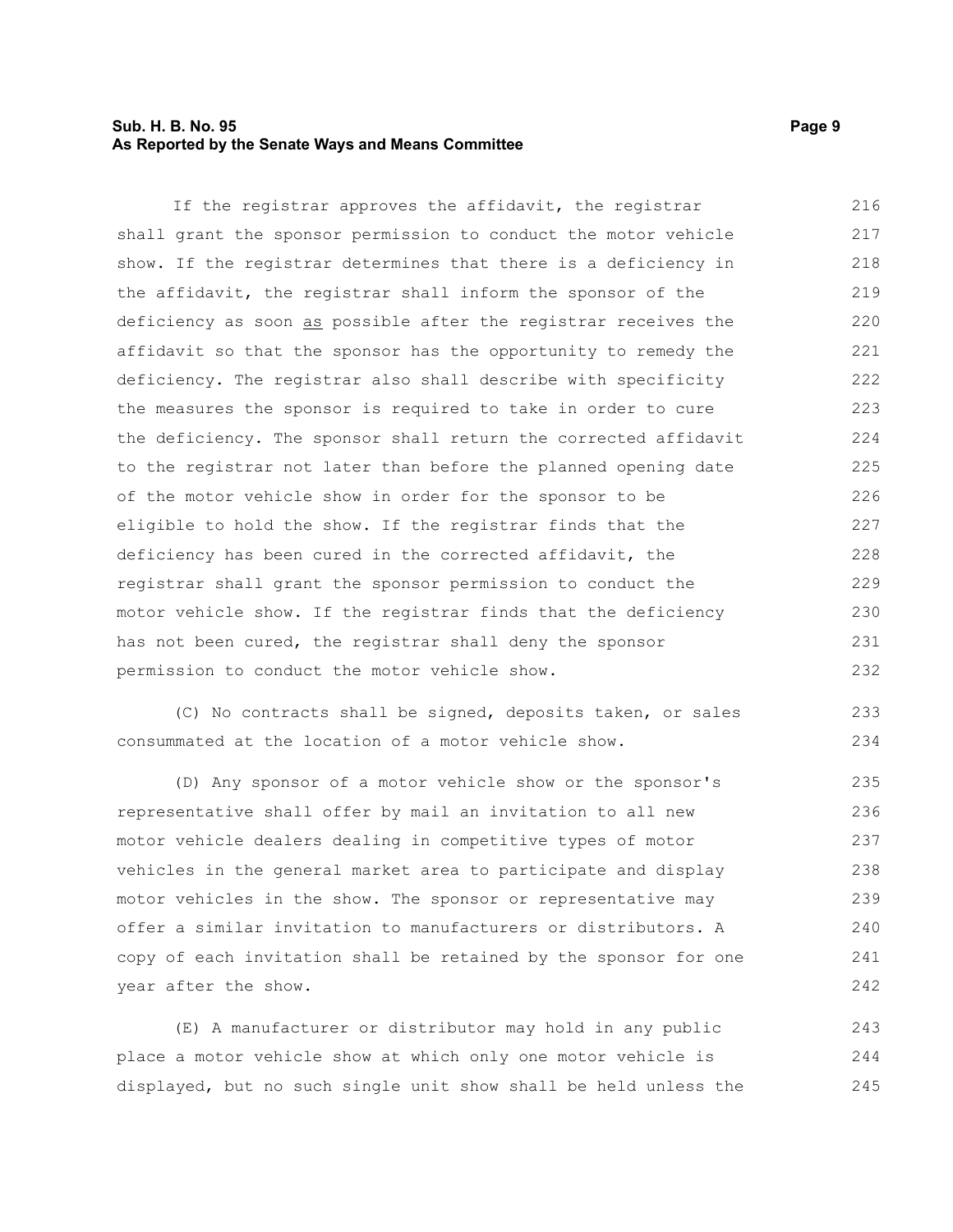If the registrar approves the affidavit, the registrar shall grant the sponsor permission to conduct the motor vehicle show. If the registrar determines that there is a deficiency in the affidavit, the registrar shall inform the sponsor of the deficiency as soon as possible after the registrar receives the affidavit so that the sponsor has the opportunity to remedy the deficiency. The registrar also shall describe with specificity the measures the sponsor is required to take in order to cure the deficiency. The sponsor shall return the corrected affidavit to the registrar not later than before the planned opening date of the motor vehicle show in order for the sponsor to be eligible to hold the show. If the registrar finds that the deficiency has been cured in the corrected affidavit, the registrar shall grant the sponsor permission to conduct the motor vehicle show. If the registrar finds that the deficiency has not been cured, the registrar shall deny the sponsor permission to conduct the motor vehicle show.

(C) No contracts shall be signed, deposits taken, or sales consummated at the location of a motor vehicle show.

(D) Any sponsor of a motor vehicle show or the sponsor's representative shall offer by mail an invitation to all new motor vehicle dealers dealing in competitive types of motor vehicles in the general market area to participate and display motor vehicles in the show. The sponsor or representative may offer a similar invitation to manufacturers or distributors. A copy of each invitation shall be retained by the sponsor for one year after the show.

(E) A manufacturer or distributor may hold in any public place a motor vehicle show at which only one motor vehicle is displayed, but no such single unit show shall be held unless the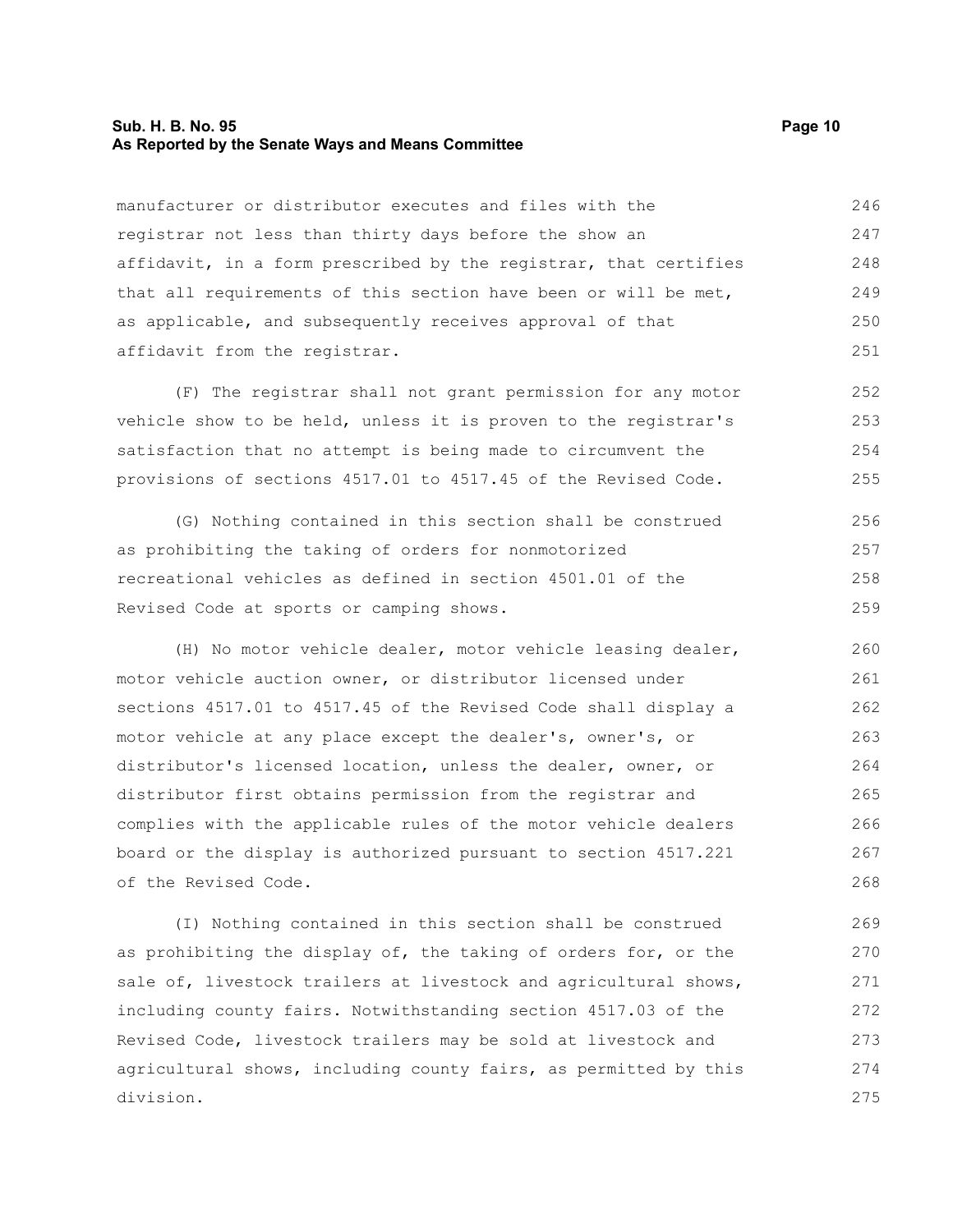manufacturer or distributor executes and files with the registrar not less than thirty days before the show an affidavit, in a form prescribed by the registrar, that certifies that all requirements of this section have been or will be met, as applicable, and subsequently receives approval of that affidavit from the registrar.

(F) The registrar shall not grant permission for any motor vehicle show to be held, unless it is proven to the registrar's satisfaction that no attempt is being made to circumvent the provisions of sections 4517.01 to 4517.45 of the Revised Code.

(G) Nothing contained in this section shall be construed as prohibiting the taking of orders for nonmotorized recreational vehicles as defined in section 4501.01 of the Revised Code at sports or camping shows.

(H) No motor vehicle dealer, motor vehicle leasing dealer, motor vehicle auction owner, or distributor licensed under sections 4517.01 to 4517.45 of the Revised Code shall display a motor vehicle at any place except the dealer's, owner's, or distributor's licensed location, unless the dealer, owner, or distributor first obtains permission from the registrar and complies with the applicable rules of the motor vehicle dealers board or the display is authorized pursuant to section 4517.221 of the Revised Code.

(I) Nothing contained in this section shall be construed as prohibiting the display of, the taking of orders for, or the sale of, livestock trailers at livestock and agricultural shows, including county fairs. Notwithstanding section 4517.03 of the Revised Code, livestock trailers may be sold at livestock and agricultural shows, including county fairs, as permitted by this division.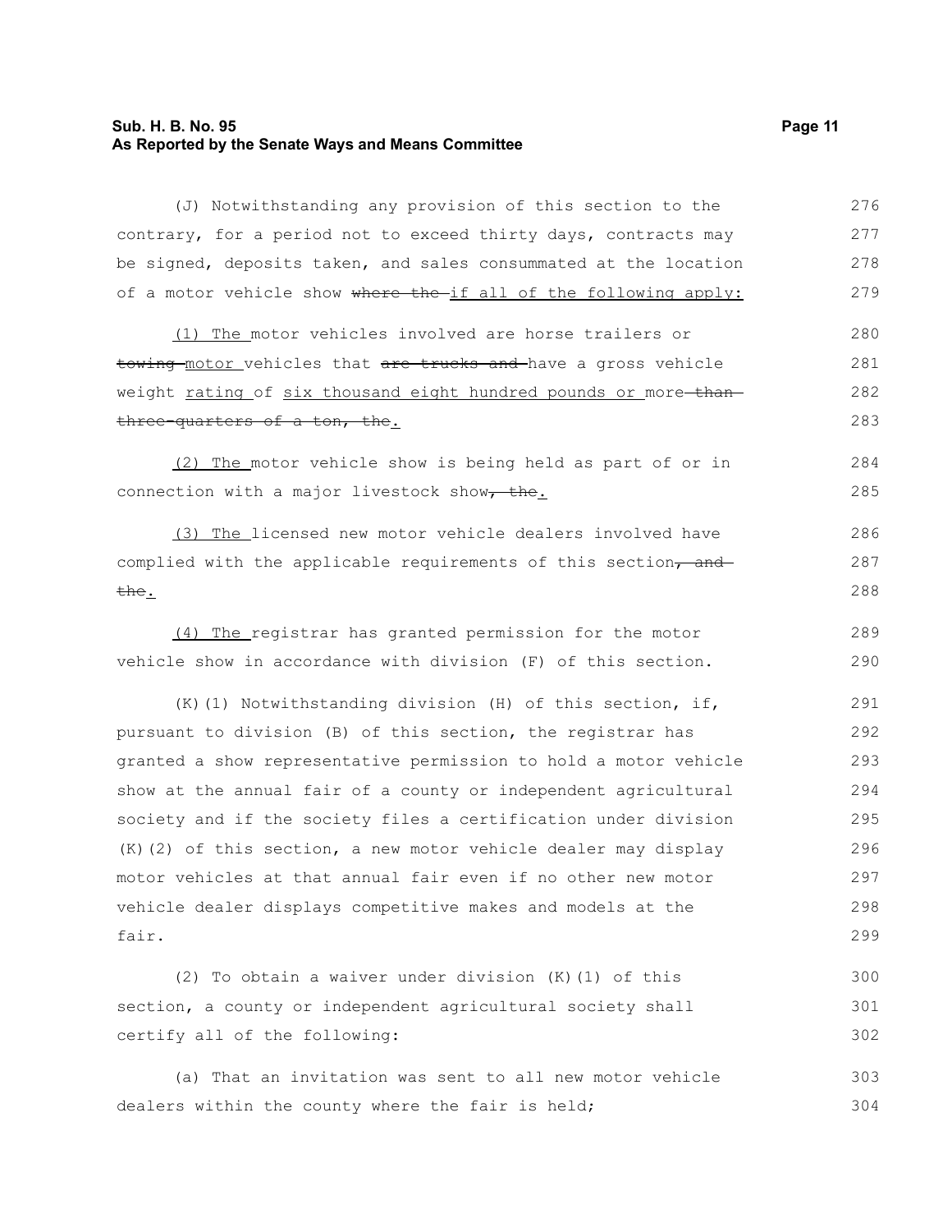(J) Notwithstanding any provision of this section to the contrary, for a period not to exceed thirty days, contracts may be signed, deposits taken, and sales consummated at the location of a motor vehicle show ~~where the~~ if all of the following apply:

(1) The motor vehicles involved are horse trailers or ~~towing~~ motor vehicles that ~~are trucks and~~ have a gross vehicle weight rating of six thousand eight hundred pounds or more ~~than three-quarters of a ton, the~~.

(2) The motor vehicle show is being held as part of or in connection with a major livestock show~~, the~~.

(3) The licensed new motor vehicle dealers involved have complied with the applicable requirements of this section~~, and the~~.

(4) The registrar has granted permission for the motor vehicle show in accordance with division (F) of this section.

(K)(1) Notwithstanding division (H) of this section, if, pursuant to division (B) of this section, the registrar has granted a show representative permission to hold a motor vehicle show at the annual fair of a county or independent agricultural society and if the society files a certification under division (K)(2) of this section, a new motor vehicle dealer may display motor vehicles at that annual fair even if no other new motor vehicle dealer displays competitive makes and models at the fair.

(2) To obtain a waiver under division (K)(1) of this section, a county or independent agricultural society shall certify all of the following:

(a) That an invitation was sent to all new motor vehicle dealers within the county where the fair is held;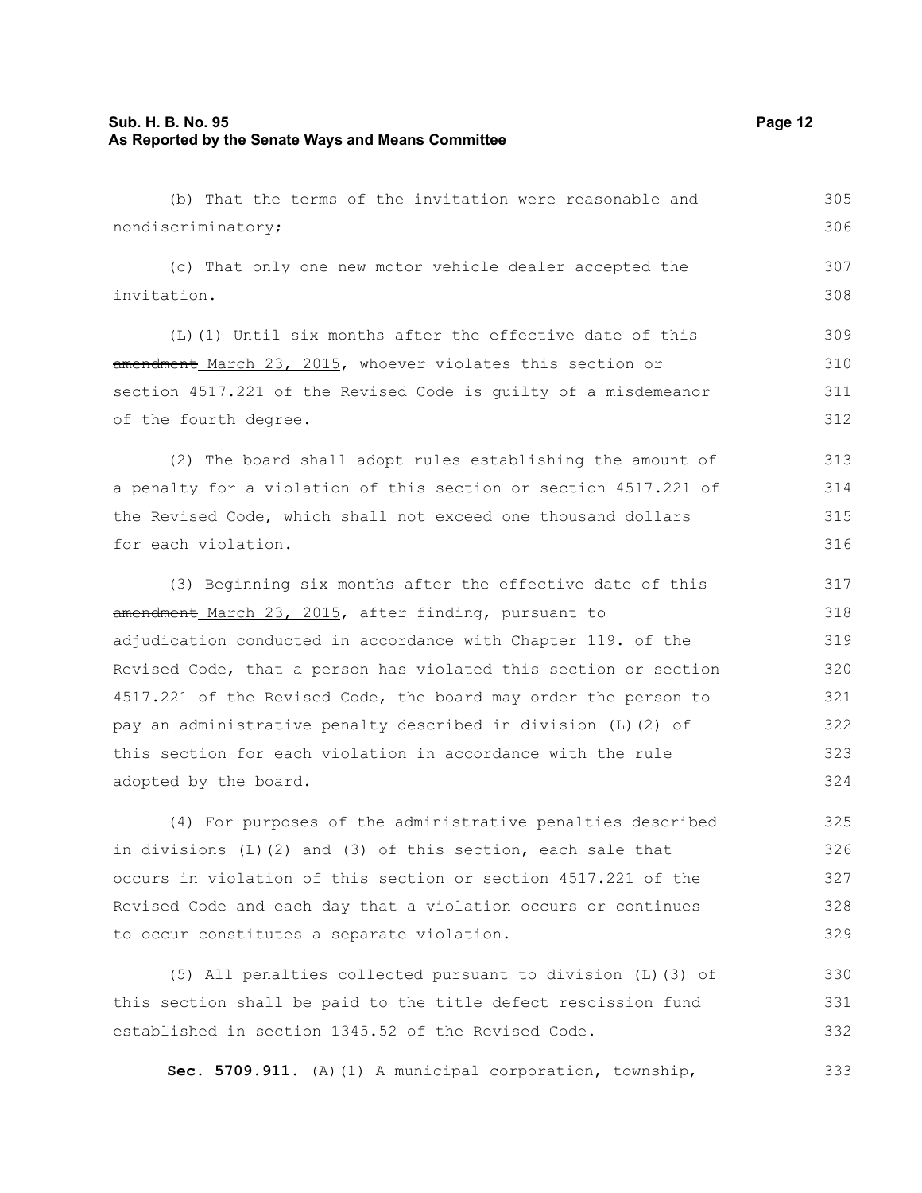(b) That the terms of the invitation were reasonable and nondiscriminatory;

(c) That only one new motor vehicle dealer accepted the invitation.

(L)(1) Until six months after ~~the effective date of this amendment~~ March 23, 2015, whoever violates this section or section 4517.221 of the Revised Code is guilty of a misdemeanor of the fourth degree.

(2) The board shall adopt rules establishing the amount of a penalty for a violation of this section or section 4517.221 of the Revised Code, which shall not exceed one thousand dollars for each violation.

(3) Beginning six months after ~~the effective date of this amendment~~ March 23, 2015, after finding, pursuant to adjudication conducted in accordance with Chapter 119. of the Revised Code, that a person has violated this section or section 4517.221 of the Revised Code, the board may order the person to pay an administrative penalty described in division (L)(2) of this section for each violation in accordance with the rule adopted by the board.

(4) For purposes of the administrative penalties described in divisions (L)(2) and (3) of this section, each sale that occurs in violation of this section or section 4517.221 of the Revised Code and each day that a violation occurs or continues to occur constitutes a separate violation.

(5) All penalties collected pursuant to division (L)(3) of this section shall be paid to the title defect rescission fund established in section 1345.52 of the Revised Code.

**Sec. 5709.911.** (A)(1) A municipal corporation, township,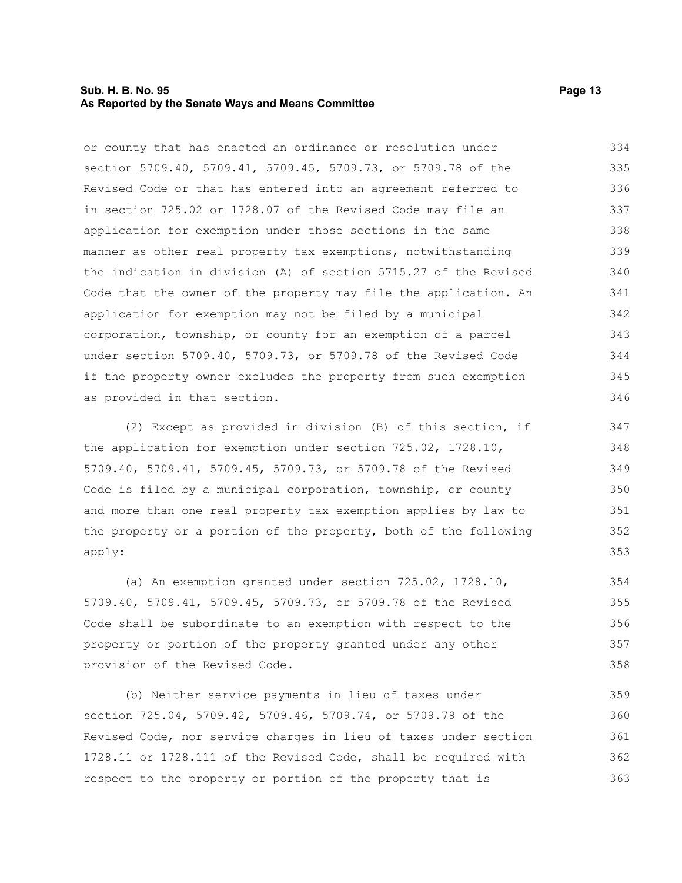or county that has enacted an ordinance or resolution under section 5709.40, 5709.41, 5709.45, 5709.73, or 5709.78 of the Revised Code or that has entered into an agreement referred to in section 725.02 or 1728.07 of the Revised Code may file an application for exemption under those sections in the same manner as other real property tax exemptions, notwithstanding the indication in division (A) of section 5715.27 of the Revised Code that the owner of the property may file the application. An application for exemption may not be filed by a municipal corporation, township, or county for an exemption of a parcel under section 5709.40, 5709.73, or 5709.78 of the Revised Code if the property owner excludes the property from such exemption as provided in that section.

(2) Except as provided in division (B) of this section, if the application for exemption under section 725.02, 1728.10, 5709.40, 5709.41, 5709.45, 5709.73, or 5709.78 of the Revised Code is filed by a municipal corporation, township, or county and more than one real property tax exemption applies by law to the property or a portion of the property, both of the following apply:

(a) An exemption granted under section 725.02, 1728.10, 5709.40, 5709.41, 5709.45, 5709.73, or 5709.78 of the Revised Code shall be subordinate to an exemption with respect to the property or portion of the property granted under any other provision of the Revised Code.

(b) Neither service payments in lieu of taxes under section 725.04, 5709.42, 5709.46, 5709.74, or 5709.79 of the Revised Code, nor service charges in lieu of taxes under section 1728.11 or 1728.111 of the Revised Code, shall be required with respect to the property or portion of the property that is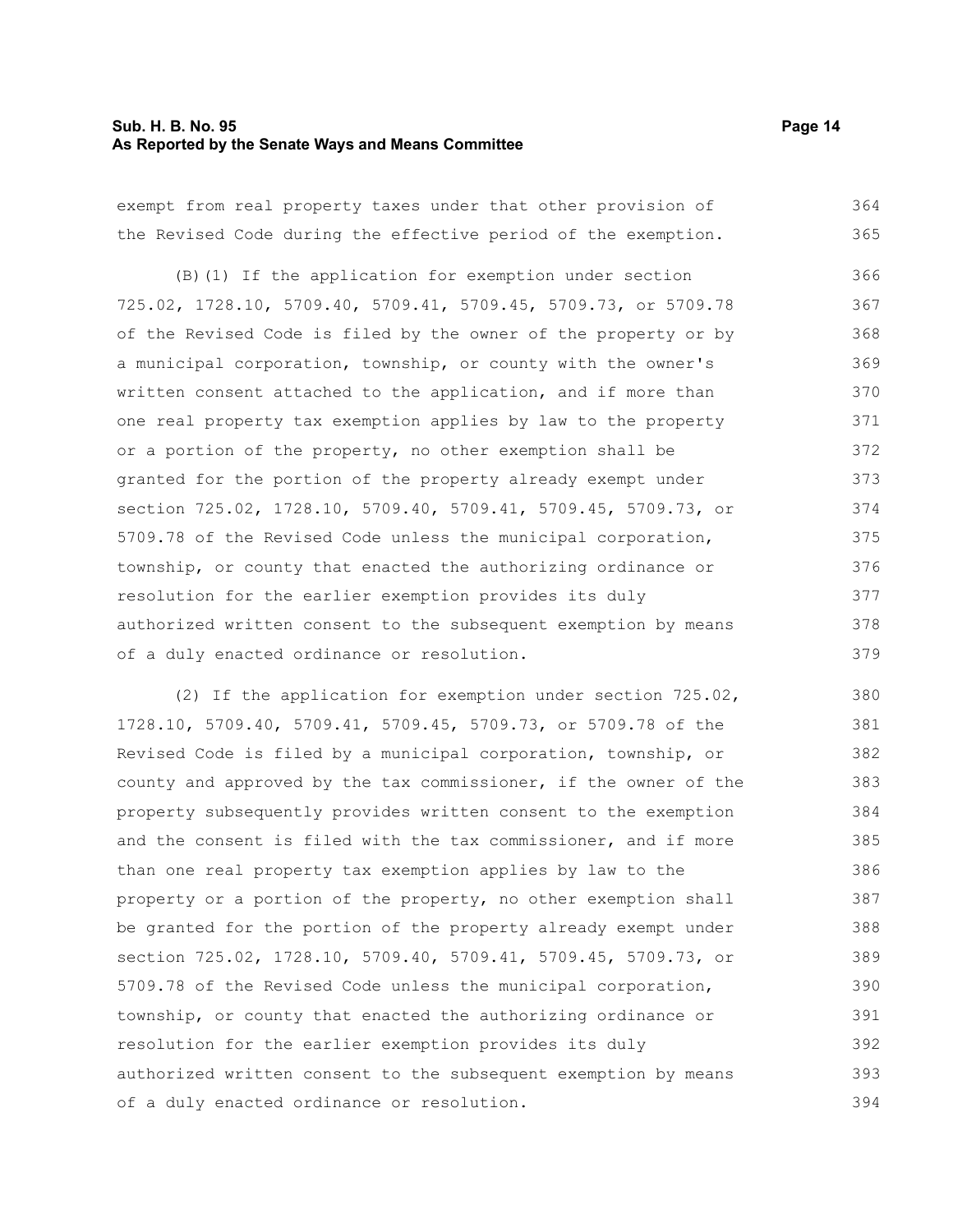exempt from real property taxes under that other provision of the Revised Code during the effective period of the exemption.

(B)(1) If the application for exemption under section 725.02, 1728.10, 5709.40, 5709.41, 5709.45, 5709.73, or 5709.78 of the Revised Code is filed by the owner of the property or by a municipal corporation, township, or county with the owner's written consent attached to the application, and if more than one real property tax exemption applies by law to the property or a portion of the property, no other exemption shall be granted for the portion of the property already exempt under section 725.02, 1728.10, 5709.40, 5709.41, 5709.45, 5709.73, or 5709.78 of the Revised Code unless the municipal corporation, township, or county that enacted the authorizing ordinance or resolution for the earlier exemption provides its duly authorized written consent to the subsequent exemption by means of a duly enacted ordinance or resolution.

(2) If the application for exemption under section 725.02, 1728.10, 5709.40, 5709.41, 5709.45, 5709.73, or 5709.78 of the Revised Code is filed by a municipal corporation, township, or county and approved by the tax commissioner, if the owner of the property subsequently provides written consent to the exemption and the consent is filed with the tax commissioner, and if more than one real property tax exemption applies by law to the property or a portion of the property, no other exemption shall be granted for the portion of the property already exempt under section 725.02, 1728.10, 5709.40, 5709.41, 5709.45, 5709.73, or 5709.78 of the Revised Code unless the municipal corporation, township, or county that enacted the authorizing ordinance or resolution for the earlier exemption provides its duly authorized written consent to the subsequent exemption by means of a duly enacted ordinance or resolution.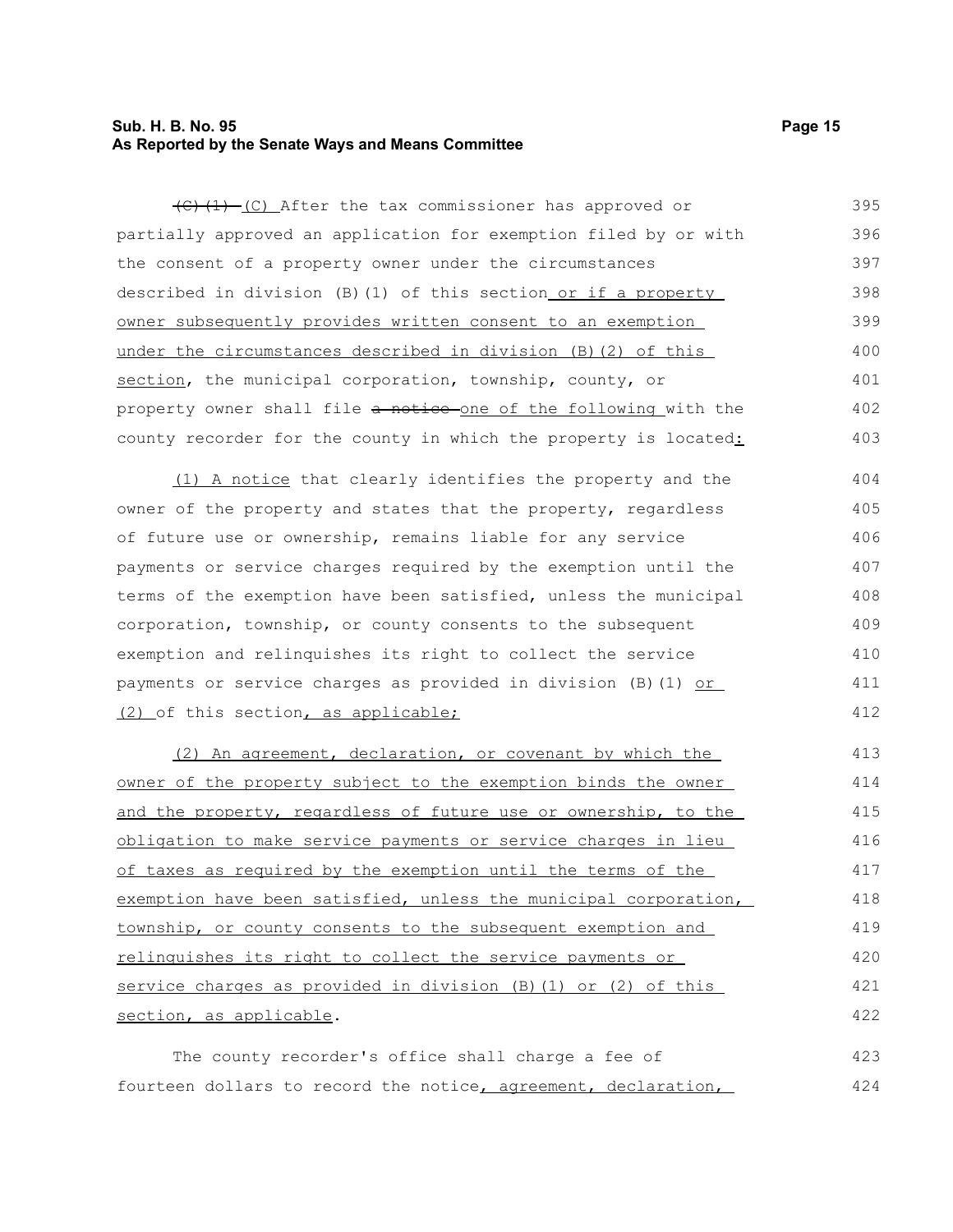~~(C)(1)~~ (C) After the tax commissioner has approved or partially approved an application for exemption filed by or with the consent of a property owner under the circumstances described in division (B)(1) of this section or if a property owner subsequently provides written consent to an exemption under the circumstances described in division (B)(2) of this section, the municipal corporation, township, county, or property owner shall file ~~a notice~~ one of the following with the county recorder for the county in which the property is located:

(1) A notice that clearly identifies the property and the owner of the property and states that the property, regardless of future use or ownership, remains liable for any service payments or service charges required by the exemption until the terms of the exemption have been satisfied, unless the municipal corporation, township, or county consents to the subsequent exemption and relinquishes its right to collect the service payments or service charges as provided in division (B)(1) or (2) of this section, as applicable;

(2) An agreement, declaration, or covenant by which the owner of the property subject to the exemption binds the owner and the property, regardless of future use or ownership, to the obligation to make service payments or service charges in lieu of taxes as required by the exemption until the terms of the exemption have been satisfied, unless the municipal corporation, township, or county consents to the subsequent exemption and relinquishes its right to collect the service payments or service charges as provided in division (B)(1) or (2) of this section, as applicable.

The county recorder's office shall charge a fee of fourteen dollars to record the notice, agreement, declaration,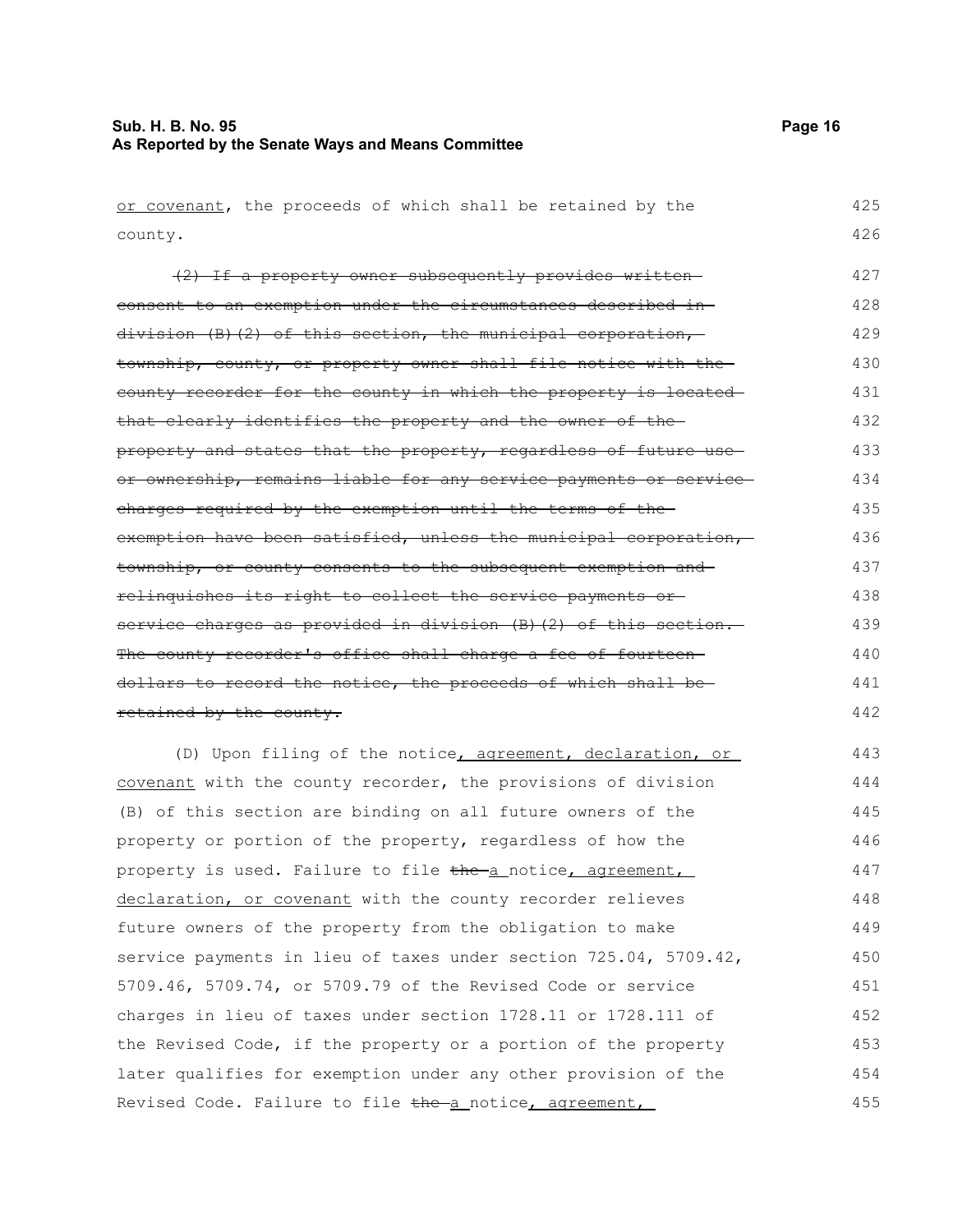or covenant, the proceeds of which shall be retained by the county.

~~(2) If a property owner subsequently provides written consent to an exemption under the circumstances described in division (B)(2) of this section, the municipal corporation, township, county, or property owner shall file notice with the county recorder for the county in which the property is located that clearly identifies the property and the owner of the property and states that the property, regardless of future use or ownership, remains liable for any service payments or service charges required by the exemption until the terms of the exemption have been satisfied, unless the municipal corporation, township, or county consents to the subsequent exemption and relinquishes its right to collect the service payments or service charges as provided in division (B)(2) of this section. The county recorder's office shall charge a fee of fourteen dollars to record the notice, the proceeds of which shall be retained by the county.~~

(D) Upon filing of the notice, agreement, declaration, or covenant with the county recorder, the provisions of division (B) of this section are binding on all future owners of the property or portion of the property, regardless of how the property is used. Failure to file ~~the~~ a notice, agreement, declaration, or covenant with the county recorder relieves future owners of the property from the obligation to make service payments in lieu of taxes under section 725.04, 5709.42, 5709.46, 5709.74, or 5709.79 of the Revised Code or service charges in lieu of taxes under section 1728.11 or 1728.111 of the Revised Code, if the property or a portion of the property later qualifies for exemption under any other provision of the Revised Code. Failure to file ~~the~~ a notice, agreement,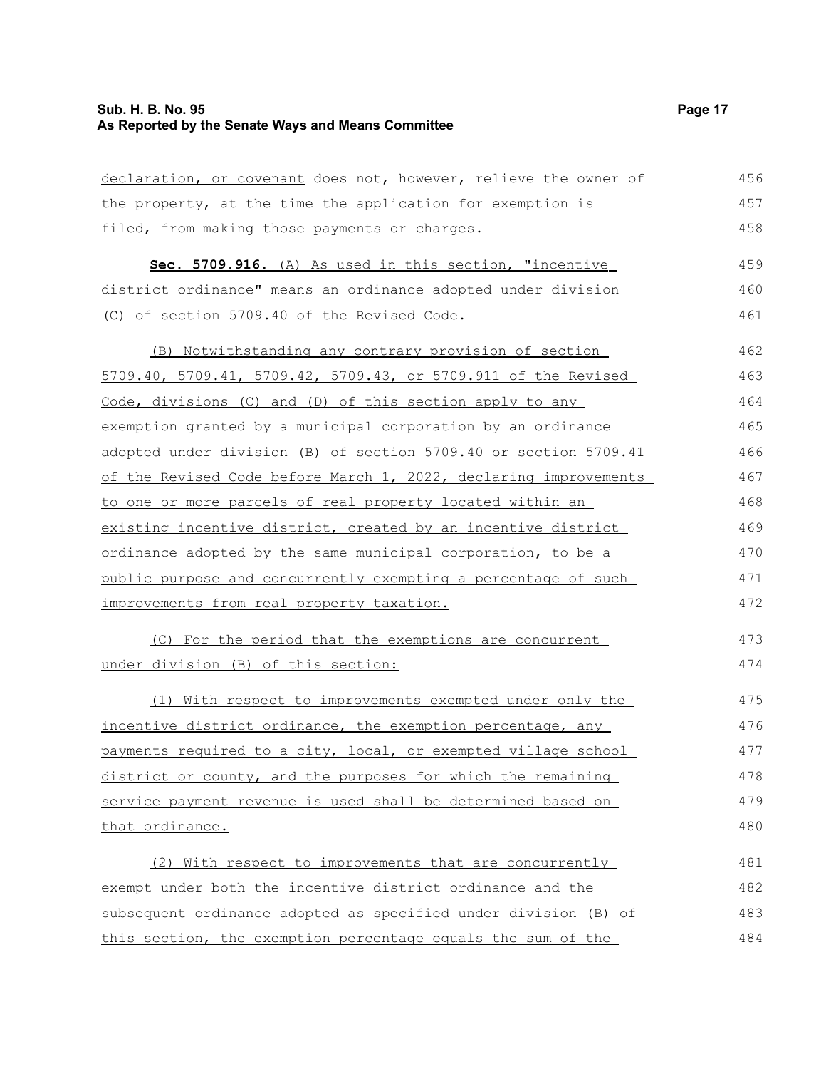declaration, or covenant does not, however, relieve the owner of the property, at the time the application for exemption is filed, from making those payments or charges.

**Sec. 5709.916.** (A) As used in this section, "incentive district ordinance" means an ordinance adopted under division (C) of section 5709.40 of the Revised Code.

(B) Notwithstanding any contrary provision of section 5709.40, 5709.41, 5709.42, 5709.43, or 5709.911 of the Revised Code, divisions (C) and (D) of this section apply to any exemption granted by a municipal corporation by an ordinance adopted under division (B) of section 5709.40 or section 5709.41 of the Revised Code before March 1, 2022, declaring improvements to one or more parcels of real property located within an existing incentive district, created by an incentive district ordinance adopted by the same municipal corporation, to be a public purpose and concurrently exempting a percentage of such improvements from real property taxation.

(C) For the period that the exemptions are concurrent under division (B) of this section:

(1) With respect to improvements exempted under only the incentive district ordinance, the exemption percentage, any payments required to a city, local, or exempted village school district or county, and the purposes for which the remaining service payment revenue is used shall be determined based on that ordinance.

(2) With respect to improvements that are concurrently exempt under both the incentive district ordinance and the subsequent ordinance adopted as specified under division (B) of this section, the exemption percentage equals the sum of the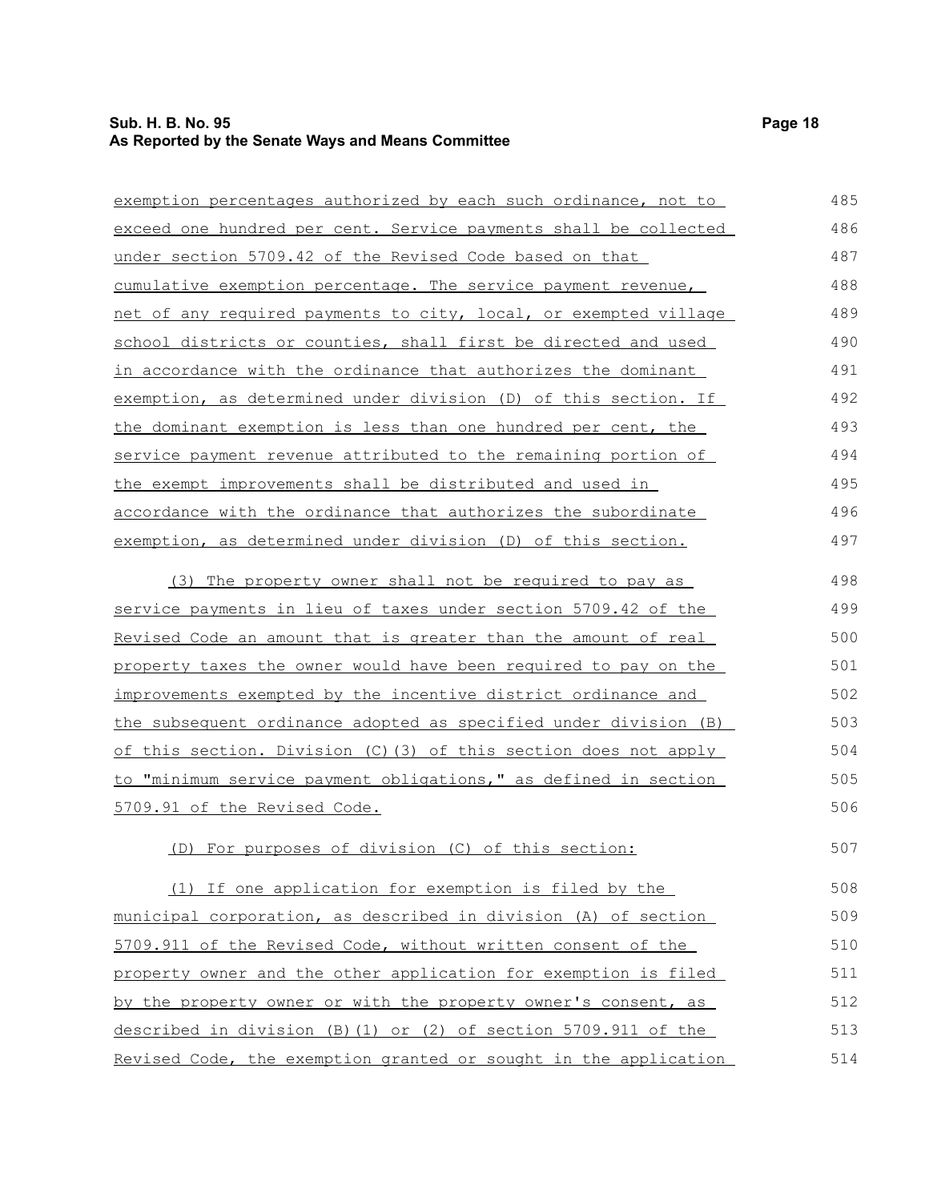exemption percentages authorized by each such ordinance, not to exceed one hundred per cent. Service payments shall be collected under section 5709.42 of the Revised Code based on that cumulative exemption percentage. The service payment revenue, net of any required payments to city, local, or exempted village school districts or counties, shall first be directed and used in accordance with the ordinance that authorizes the dominant exemption, as determined under division (D) of this section. If the dominant exemption is less than one hundred per cent, the service payment revenue attributed to the remaining portion of the exempt improvements shall be distributed and used in accordance with the ordinance that authorizes the subordinate exemption, as determined under division (D) of this section.

(3) The property owner shall not be required to pay as service payments in lieu of taxes under section 5709.42 of the Revised Code an amount that is greater than the amount of real property taxes the owner would have been required to pay on the improvements exempted by the incentive district ordinance and the subsequent ordinance adopted as specified under division (B) of this section. Division (C)(3) of this section does not apply to "minimum service payment obligations," as defined in section 5709.91 of the Revised Code.

(D) For purposes of division (C) of this section:

(1) If one application for exemption is filed by the municipal corporation, as described in division (A) of section 5709.911 of the Revised Code, without written consent of the property owner and the other application for exemption is filed by the property owner or with the property owner's consent, as described in division (B)(1) or (2) of section 5709.911 of the Revised Code, the exemption granted or sought in the application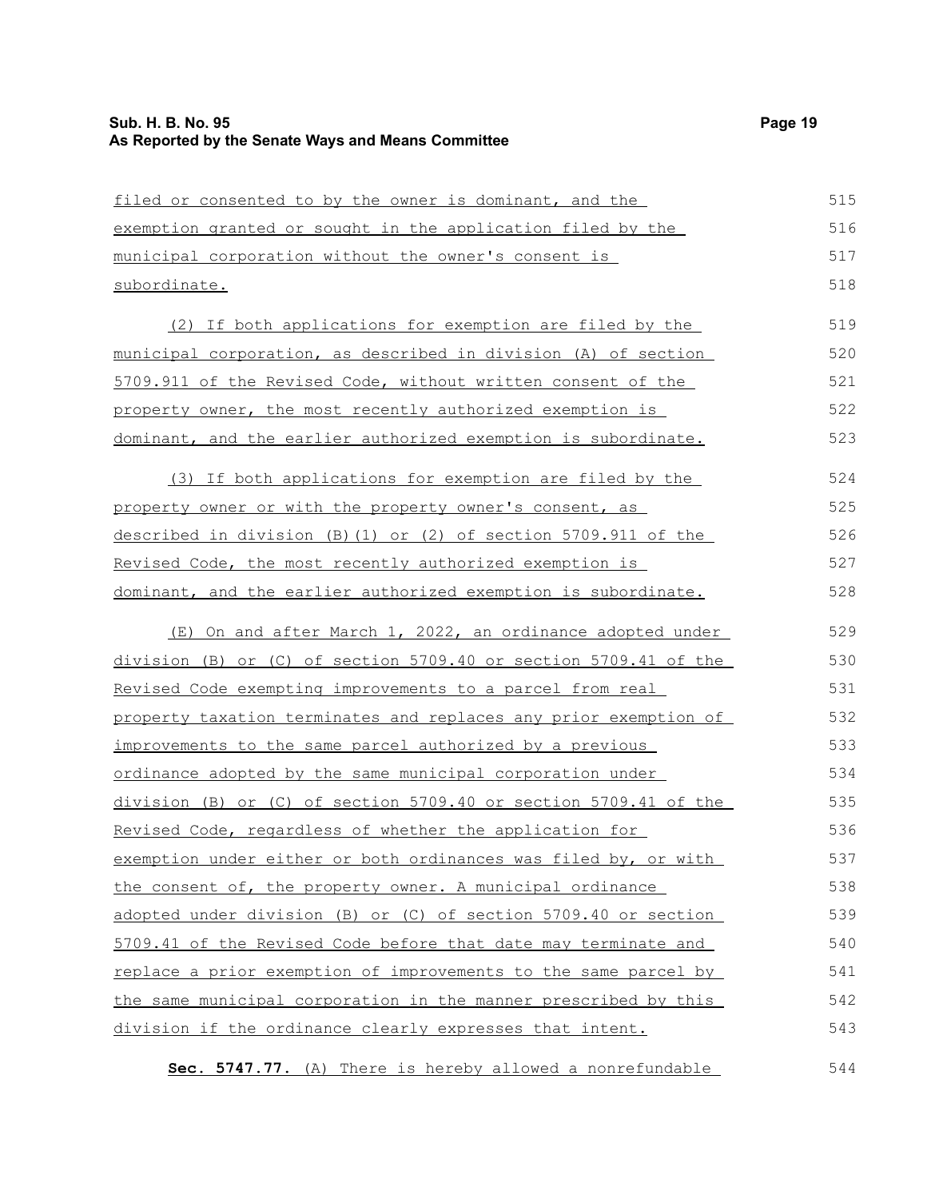filed or consented to by the owner is dominant, and the exemption granted or sought in the application filed by the municipal corporation without the owner's consent is subordinate.

(2) If both applications for exemption are filed by the municipal corporation, as described in division (A) of section 5709.911 of the Revised Code, without written consent of the property owner, the most recently authorized exemption is dominant, and the earlier authorized exemption is subordinate.

(3) If both applications for exemption are filed by the property owner or with the property owner's consent, as described in division (B)(1) or (2) of section 5709.911 of the Revised Code, the most recently authorized exemption is dominant, and the earlier authorized exemption is subordinate.

(E) On and after March 1, 2022, an ordinance adopted under division (B) or (C) of section 5709.40 or section 5709.41 of the Revised Code exempting improvements to a parcel from real property taxation terminates and replaces any prior exemption of improvements to the same parcel authorized by a previous ordinance adopted by the same municipal corporation under division (B) or (C) of section 5709.40 or section 5709.41 of the Revised Code, regardless of whether the application for exemption under either or both ordinances was filed by, or with the consent of, the property owner. A municipal ordinance adopted under division (B) or (C) of section 5709.40 or section 5709.41 of the Revised Code before that date may terminate and replace a prior exemption of improvements to the same parcel by the same municipal corporation in the manner prescribed by this division if the ordinance clearly expresses that intent.

**Sec. 5747.77.** (A) There is hereby allowed a nonrefundable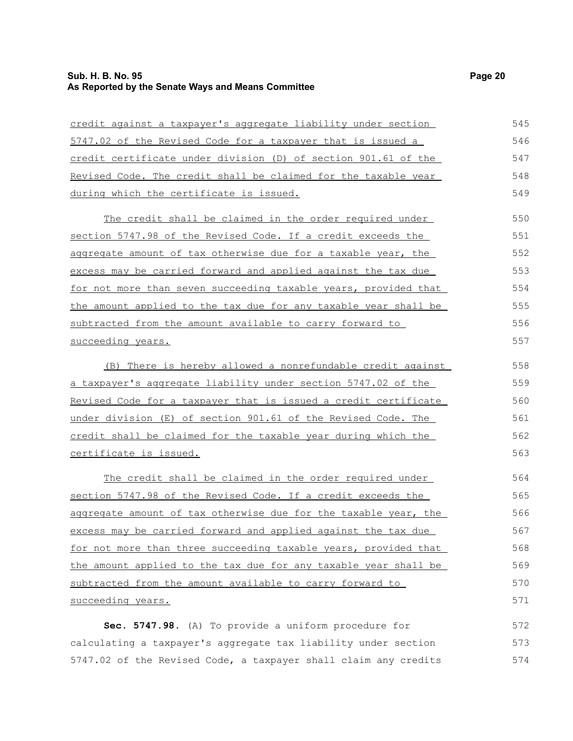credit against a taxpayer's aggregate liability under section 5747.02 of the Revised Code for a taxpayer that is issued a credit certificate under division (D) of section 901.61 of the Revised Code. The credit shall be claimed for the taxable year during which the certificate is issued.

The credit shall be claimed in the order required under section 5747.98 of the Revised Code. If a credit exceeds the aggregate amount of tax otherwise due for a taxable year, the excess may be carried forward and applied against the tax due for not more than seven succeeding taxable years, provided that the amount applied to the tax due for any taxable year shall be subtracted from the amount available to carry forward to succeeding years.

(B) There is hereby allowed a nonrefundable credit against a taxpayer's aggregate liability under section 5747.02 of the Revised Code for a taxpayer that is issued a credit certificate under division (E) of section 901.61 of the Revised Code. The credit shall be claimed for the taxable year during which the certificate is issued.

The credit shall be claimed in the order required under section 5747.98 of the Revised Code. If a credit exceeds the aggregate amount of tax otherwise due for the taxable year, the excess may be carried forward and applied against the tax due for not more than three succeeding taxable years, provided that the amount applied to the tax due for any taxable year shall be subtracted from the amount available to carry forward to succeeding years.

**Sec. 5747.98.** (A) To provide a uniform procedure for calculating a taxpayer's aggregate tax liability under section 5747.02 of the Revised Code, a taxpayer shall claim any credits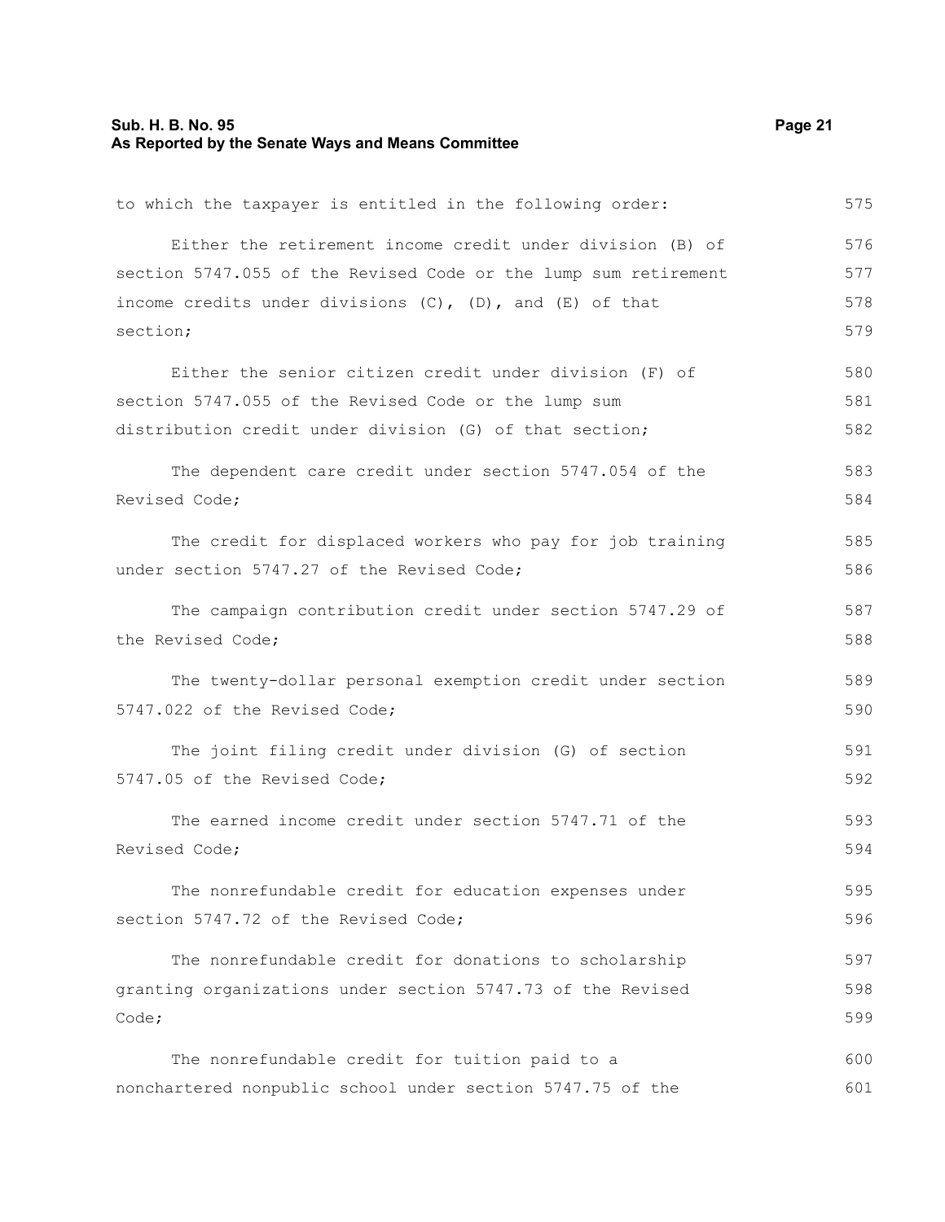to which the taxpayer is entitled in the following order:

Either the retirement income credit under division (B) of section 5747.055 of the Revised Code or the lump sum retirement income credits under divisions (C), (D), and (E) of that section;

Either the senior citizen credit under division (F) of section 5747.055 of the Revised Code or the lump sum distribution credit under division (G) of that section;

The dependent care credit under section 5747.054 of the Revised Code;

The credit for displaced workers who pay for job training under section 5747.27 of the Revised Code;

The campaign contribution credit under section 5747.29 of the Revised Code;

The twenty-dollar personal exemption credit under section 5747.022 of the Revised Code;

The joint filing credit under division (G) of section 5747.05 of the Revised Code;

The earned income credit under section 5747.71 of the Revised Code;

The nonrefundable credit for education expenses under section 5747.72 of the Revised Code;

The nonrefundable credit for donations to scholarship granting organizations under section 5747.73 of the Revised Code;

The nonrefundable credit for tuition paid to a nonchartered nonpublic school under section 5747.75 of the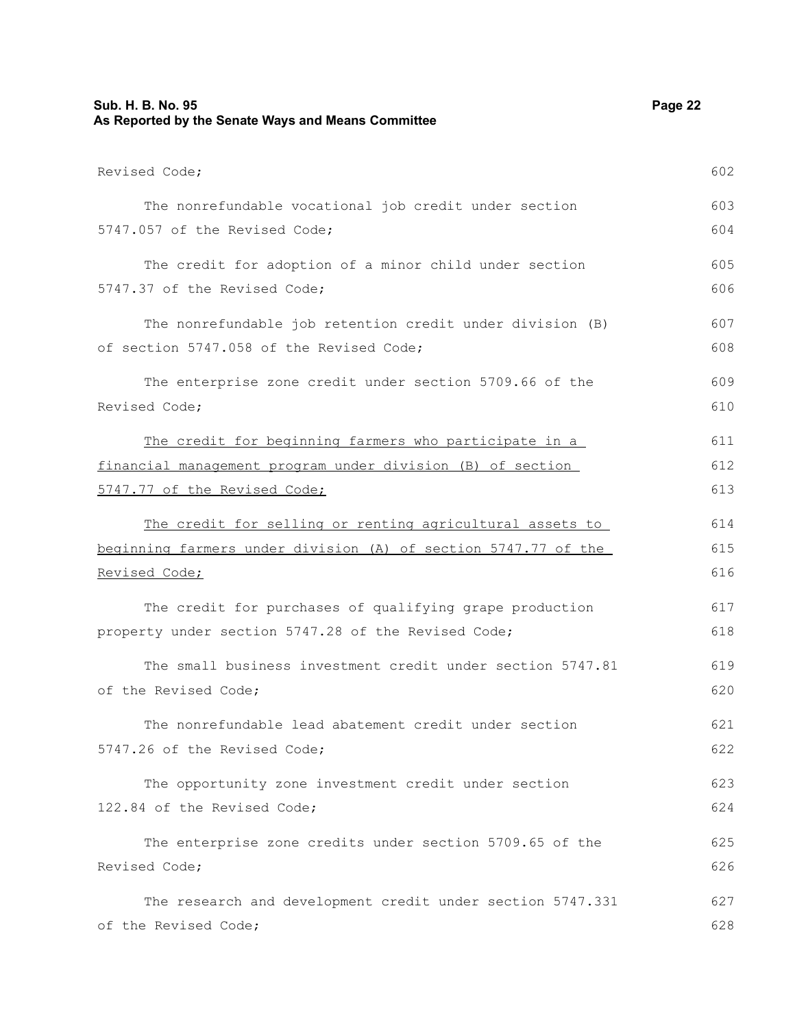Revised Code;

The nonrefundable vocational job credit under section 5747.057 of the Revised Code;

The credit for adoption of a minor child under section 5747.37 of the Revised Code;

The nonrefundable job retention credit under division (B) of section 5747.058 of the Revised Code;

The enterprise zone credit under section 5709.66 of the Revised Code;

<u>The credit for beginning farmers who participate in a financial management program under division (B) of section 5747.77 of the Revised Code;</u>

<u>The credit for selling or renting agricultural assets to beginning farmers under division (A) of section 5747.77 of the Revised Code;</u>

The credit for purchases of qualifying grape production property under section 5747.28 of the Revised Code;

The small business investment credit under section 5747.81 of the Revised Code;

The nonrefundable lead abatement credit under section 5747.26 of the Revised Code;

The opportunity zone investment credit under section 122.84 of the Revised Code;

The enterprise zone credits under section 5709.65 of the Revised Code;

The research and development credit under section 5747.331 of the Revised Code;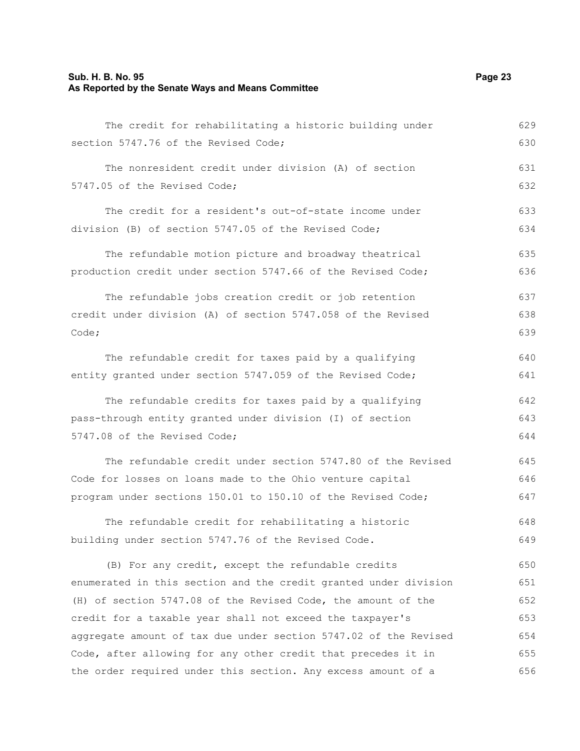The credit for rehabilitating a historic building under section 5747.76 of the Revised Code;

The nonresident credit under division (A) of section 5747.05 of the Revised Code;

The credit for a resident's out-of-state income under division (B) of section 5747.05 of the Revised Code;

The refundable motion picture and broadway theatrical production credit under section 5747.66 of the Revised Code;

The refundable jobs creation credit or job retention credit under division (A) of section 5747.058 of the Revised Code;

The refundable credit for taxes paid by a qualifying entity granted under section 5747.059 of the Revised Code;

The refundable credits for taxes paid by a qualifying pass-through entity granted under division (I) of section 5747.08 of the Revised Code;

The refundable credit under section 5747.80 of the Revised Code for losses on loans made to the Ohio venture capital program under sections 150.01 to 150.10 of the Revised Code;

The refundable credit for rehabilitating a historic building under section 5747.76 of the Revised Code.

(B) For any credit, except the refundable credits enumerated in this section and the credit granted under division (H) of section 5747.08 of the Revised Code, the amount of the credit for a taxable year shall not exceed the taxpayer's aggregate amount of tax due under section 5747.02 of the Revised Code, after allowing for any other credit that precedes it in the order required under this section. Any excess amount of a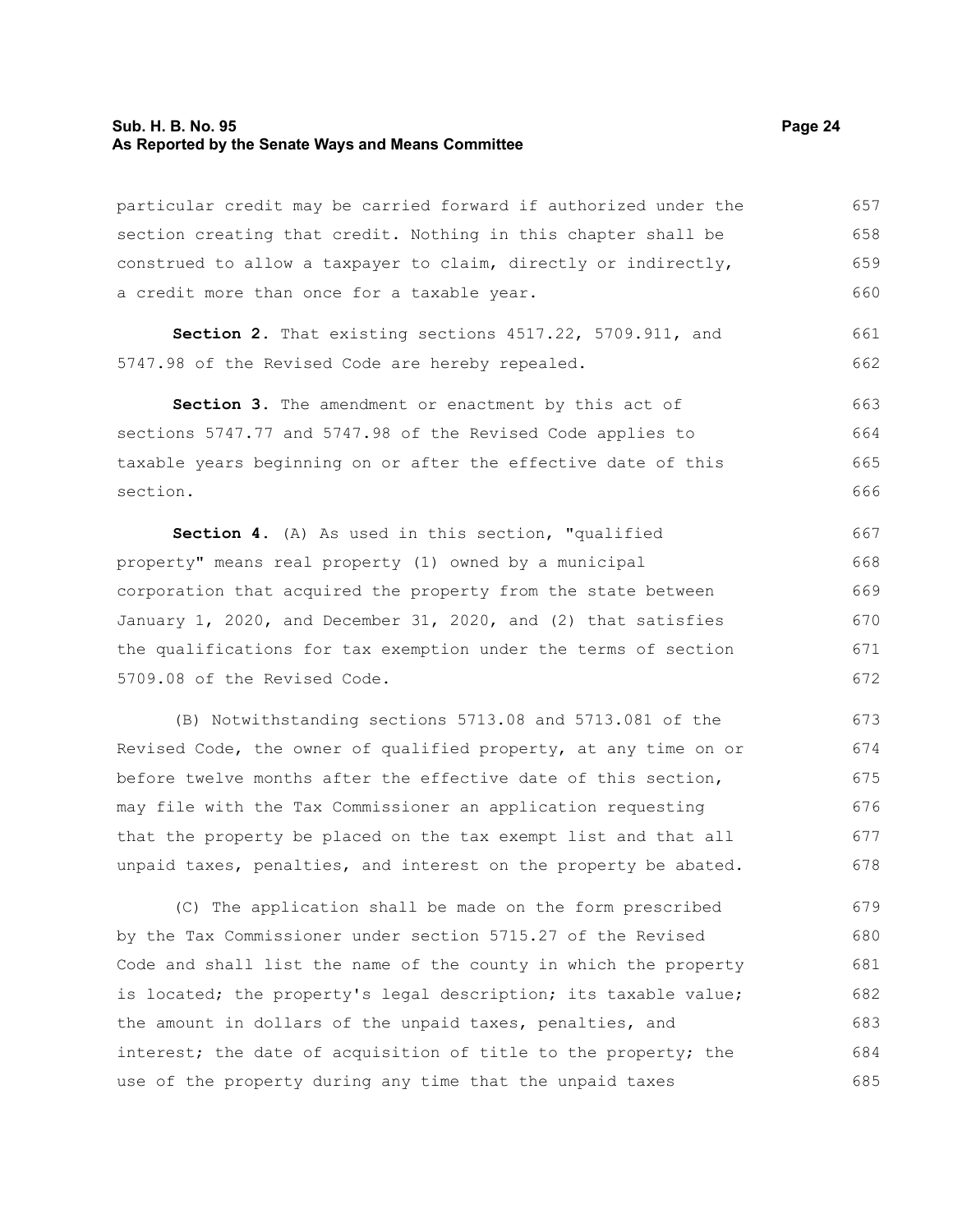particular credit may be carried forward if authorized under the section creating that credit. Nothing in this chapter shall be construed to allow a taxpayer to claim, directly or indirectly, a credit more than once for a taxable year.

**Section 2.** That existing sections 4517.22, 5709.911, and 5747.98 of the Revised Code are hereby repealed.

**Section 3.** The amendment or enactment by this act of sections 5747.77 and 5747.98 of the Revised Code applies to taxable years beginning on or after the effective date of this section.

**Section 4.** (A) As used in this section, "qualified property" means real property (1) owned by a municipal corporation that acquired the property from the state between January 1, 2020, and December 31, 2020, and (2) that satisfies the qualifications for tax exemption under the terms of section 5709.08 of the Revised Code.

(B) Notwithstanding sections 5713.08 and 5713.081 of the Revised Code, the owner of qualified property, at any time on or before twelve months after the effective date of this section, may file with the Tax Commissioner an application requesting that the property be placed on the tax exempt list and that all unpaid taxes, penalties, and interest on the property be abated.

(C) The application shall be made on the form prescribed by the Tax Commissioner under section 5715.27 of the Revised Code and shall list the name of the county in which the property is located; the property's legal description; its taxable value; the amount in dollars of the unpaid taxes, penalties, and interest; the date of acquisition of title to the property; the use of the property during any time that the unpaid taxes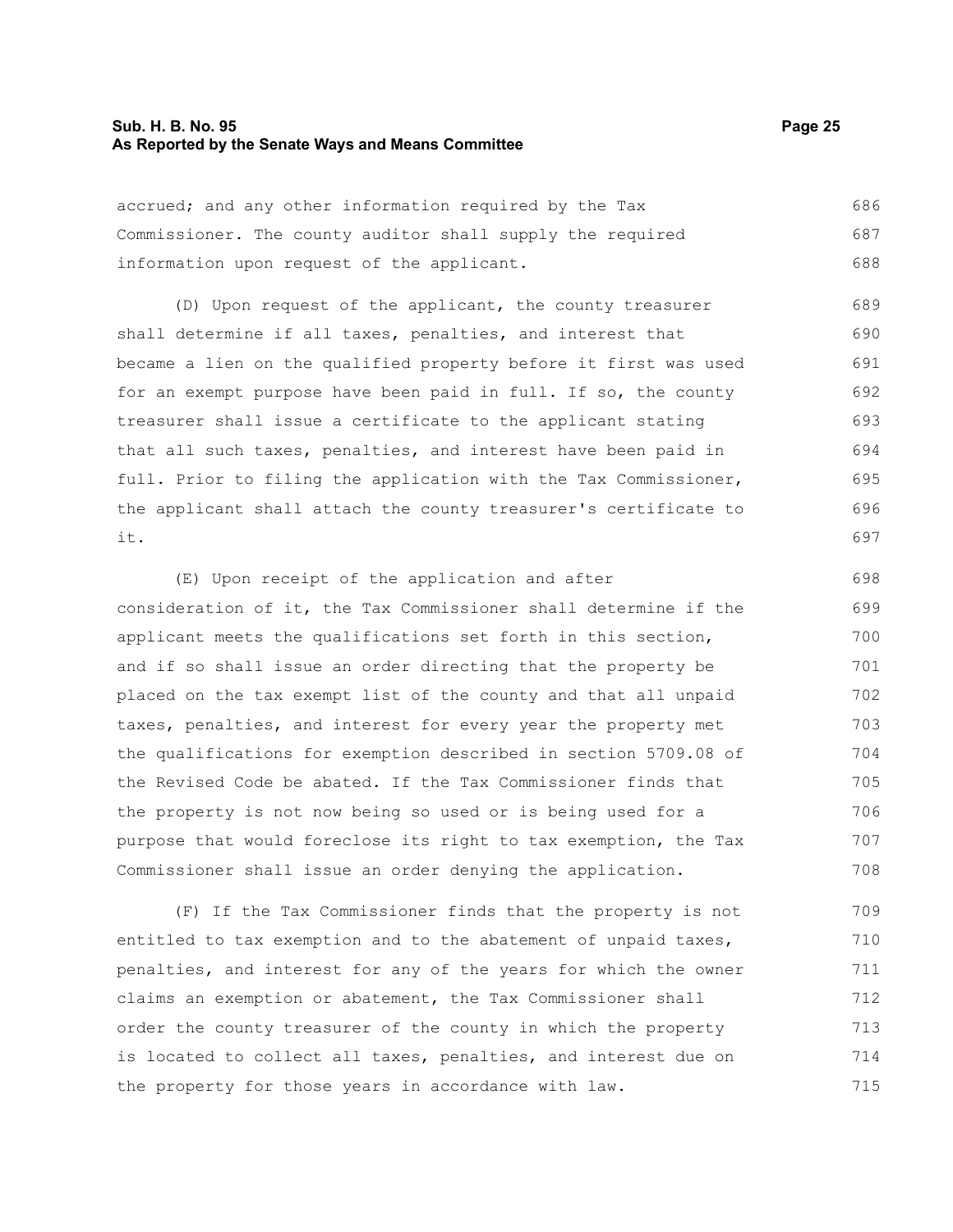accrued; and any other information required by the Tax Commissioner. The county auditor shall supply the required information upon request of the applicant.

(D) Upon request of the applicant, the county treasurer shall determine if all taxes, penalties, and interest that became a lien on the qualified property before it first was used for an exempt purpose have been paid in full. If so, the county treasurer shall issue a certificate to the applicant stating that all such taxes, penalties, and interest have been paid in full. Prior to filing the application with the Tax Commissioner, the applicant shall attach the county treasurer's certificate to it.

(E) Upon receipt of the application and after consideration of it, the Tax Commissioner shall determine if the applicant meets the qualifications set forth in this section, and if so shall issue an order directing that the property be placed on the tax exempt list of the county and that all unpaid taxes, penalties, and interest for every year the property met the qualifications for exemption described in section 5709.08 of the Revised Code be abated. If the Tax Commissioner finds that the property is not now being so used or is being used for a purpose that would foreclose its right to tax exemption, the Tax Commissioner shall issue an order denying the application.

(F) If the Tax Commissioner finds that the property is not entitled to tax exemption and to the abatement of unpaid taxes, penalties, and interest for any of the years for which the owner claims an exemption or abatement, the Tax Commissioner shall order the county treasurer of the county in which the property is located to collect all taxes, penalties, and interest due on the property for those years in accordance with law.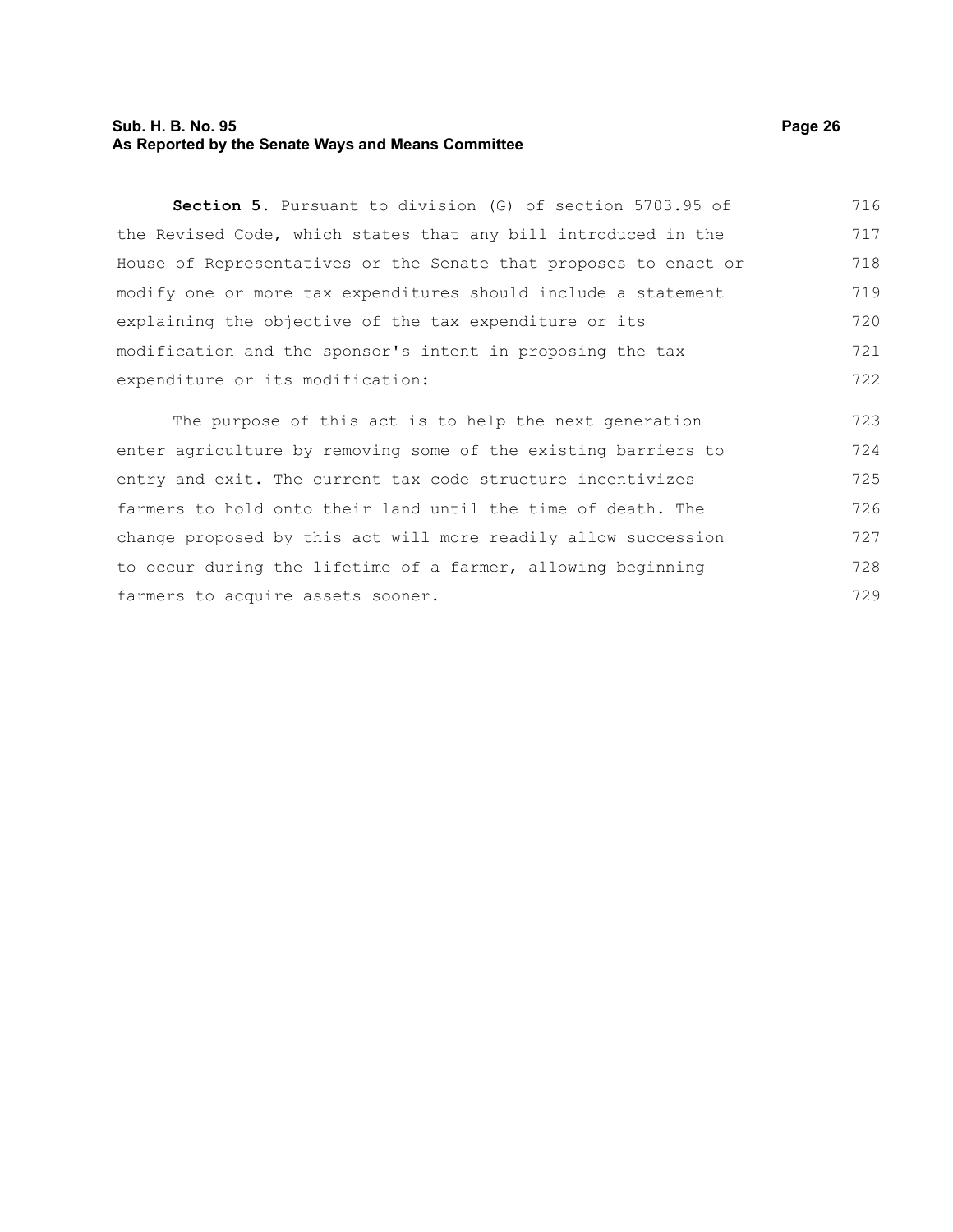**Section 5.** Pursuant to division (G) of section 5703.95 of the Revised Code, which states that any bill introduced in the House of Representatives or the Senate that proposes to enact or modify one or more tax expenditures should include a statement explaining the objective of the tax expenditure or its modification and the sponsor's intent in proposing the tax expenditure or its modification:

The purpose of this act is to help the next generation enter agriculture by removing some of the existing barriers to entry and exit. The current tax code structure incentivizes farmers to hold onto their land until the time of death. The change proposed by this act will more readily allow succession to occur during the lifetime of a farmer, allowing beginning farmers to acquire assets sooner.